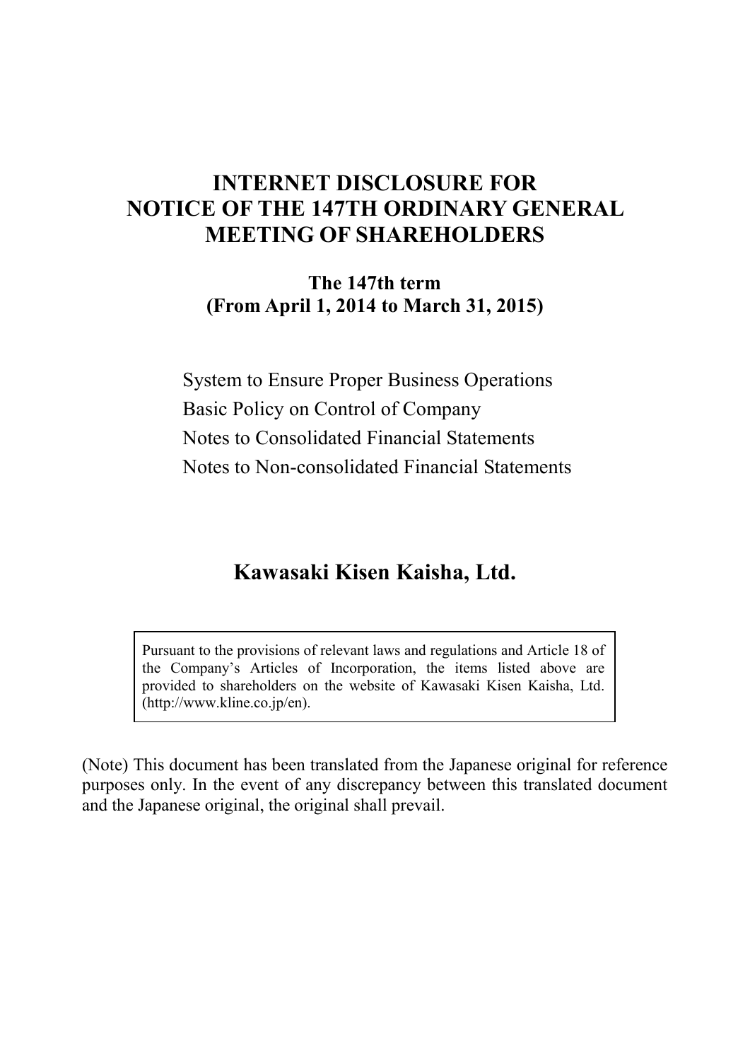# INTERNET DISCLOSURE FOR NOTICE OF THE 147TH ORDINARY GENERAL MEETING OF SHAREHOLDERS

**The 147th term**
**(From April 1, 2014 to March 31, 2015)**

System to Ensure Proper Business Operations
Basic Policy on Control of Company
Notes to Consolidated Financial Statements
Notes to Non-consolidated Financial Statements

## Kawasaki Kisen Kaisha, Ltd.

Pursuant to the provisions of relevant laws and regulations and Article 18 of the Company's Articles of Incorporation, the items listed above are provided to shareholders on the website of Kawasaki Kisen Kaisha, Ltd. (http://www.kline.co.jp/en).

(Note) This document has been translated from the Japanese original for reference purposes only. In the event of any discrepancy between this translated document and the Japanese original, the original shall prevail.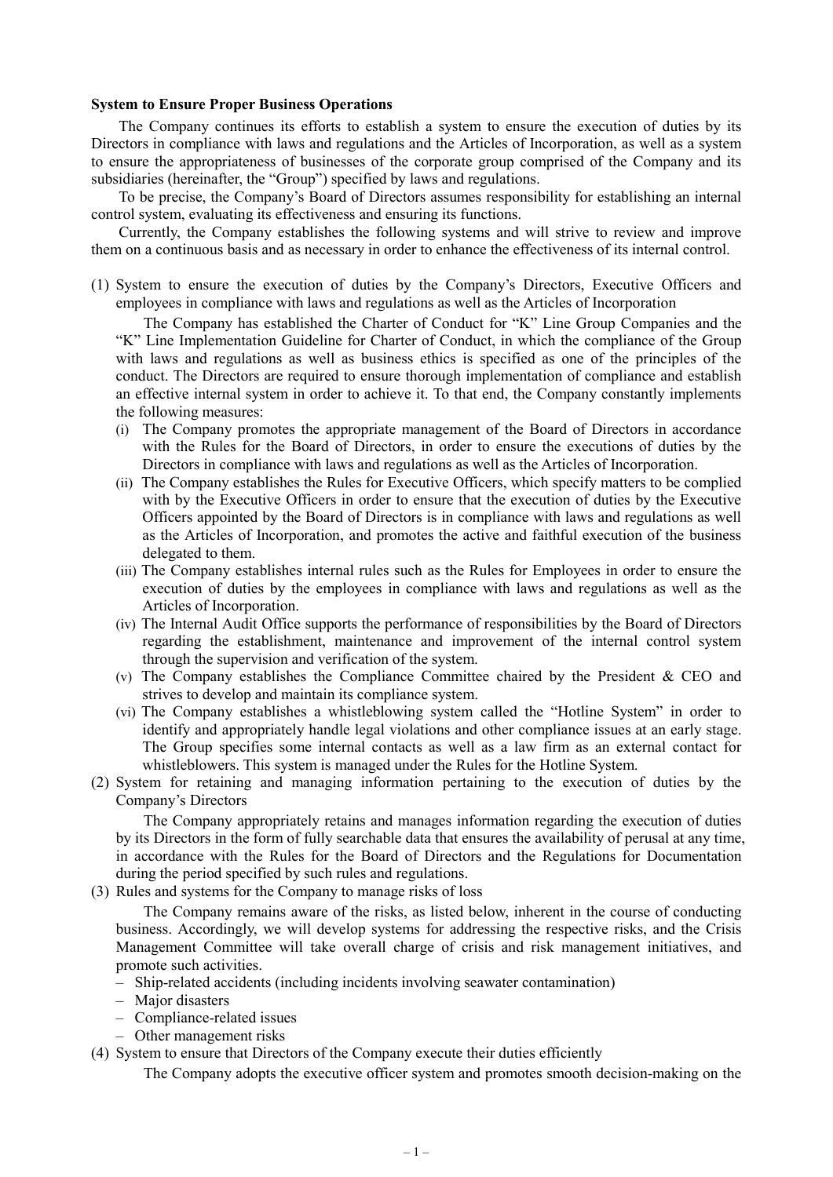**System to Ensure Proper Business Operations**

The Company continues its efforts to establish a system to ensure the execution of duties by its Directors in compliance with laws and regulations and the Articles of Incorporation, as well as a system to ensure the appropriateness of businesses of the corporate group comprised of the Company and its subsidiaries (hereinafter, the "Group") specified by laws and regulations.

To be precise, the Company's Board of Directors assumes responsibility for establishing an internal control system, evaluating its effectiveness and ensuring its functions.

Currently, the Company establishes the following systems and will strive to review and improve them on a continuous basis and as necessary in order to enhance the effectiveness of its internal control.

(1) System to ensure the execution of duties by the Company's Directors, Executive Officers and employees in compliance with laws and regulations as well as the Articles of Incorporation

The Company has established the Charter of Conduct for "K" Line Group Companies and the "K" Line Implementation Guideline for Charter of Conduct, in which the compliance of the Group with laws and regulations as well as business ethics is specified as one of the principles of the conduct. The Directors are required to ensure thorough implementation of compliance and establish an effective internal system in order to achieve it. To that end, the Company constantly implements the following measures:

(i) The Company promotes the appropriate management of the Board of Directors in accordance with the Rules for the Board of Directors, in order to ensure the executions of duties by the Directors in compliance with laws and regulations as well as the Articles of Incorporation.

(ii) The Company establishes the Rules for Executive Officers, which specify matters to be complied with by the Executive Officers in order to ensure that the execution of duties by the Executive Officers appointed by the Board of Directors is in compliance with laws and regulations as well as the Articles of Incorporation, and promotes the active and faithful execution of the business delegated to them.

(iii) The Company establishes internal rules such as the Rules for Employees in order to ensure the execution of duties by the employees in compliance with laws and regulations as well as the Articles of Incorporation.

(iv) The Internal Audit Office supports the performance of responsibilities by the Board of Directors regarding the establishment, maintenance and improvement of the internal control system through the supervision and verification of the system.

(v) The Company establishes the Compliance Committee chaired by the President & CEO and strives to develop and maintain its compliance system.

(vi) The Company establishes a whistleblowing system called the "Hotline System" in order to identify and appropriately handle legal violations and other compliance issues at an early stage. The Group specifies some internal contacts as well as a law firm as an external contact for whistleblowers. This system is managed under the Rules for the Hotline System.

(2) System for retaining and managing information pertaining to the execution of duties by the Company's Directors

The Company appropriately retains and manages information regarding the execution of duties by its Directors in the form of fully searchable data that ensures the availability of perusal at any time, in accordance with the Rules for the Board of Directors and the Regulations for Documentation during the period specified by such rules and regulations.

(3) Rules and systems for the Company to manage risks of loss

The Company remains aware of the risks, as listed below, inherent in the course of conducting business. Accordingly, we will develop systems for addressing the respective risks, and the Crisis Management Committee will take overall charge of crisis and risk management initiatives, and promote such activities.

- Ship-related accidents (including incidents involving seawater contamination)
- Major disasters
- Compliance-related issues
- Other management risks

(4) System to ensure that Directors of the Company execute their duties efficiently

The Company adopts the executive officer system and promotes smooth decision-making on the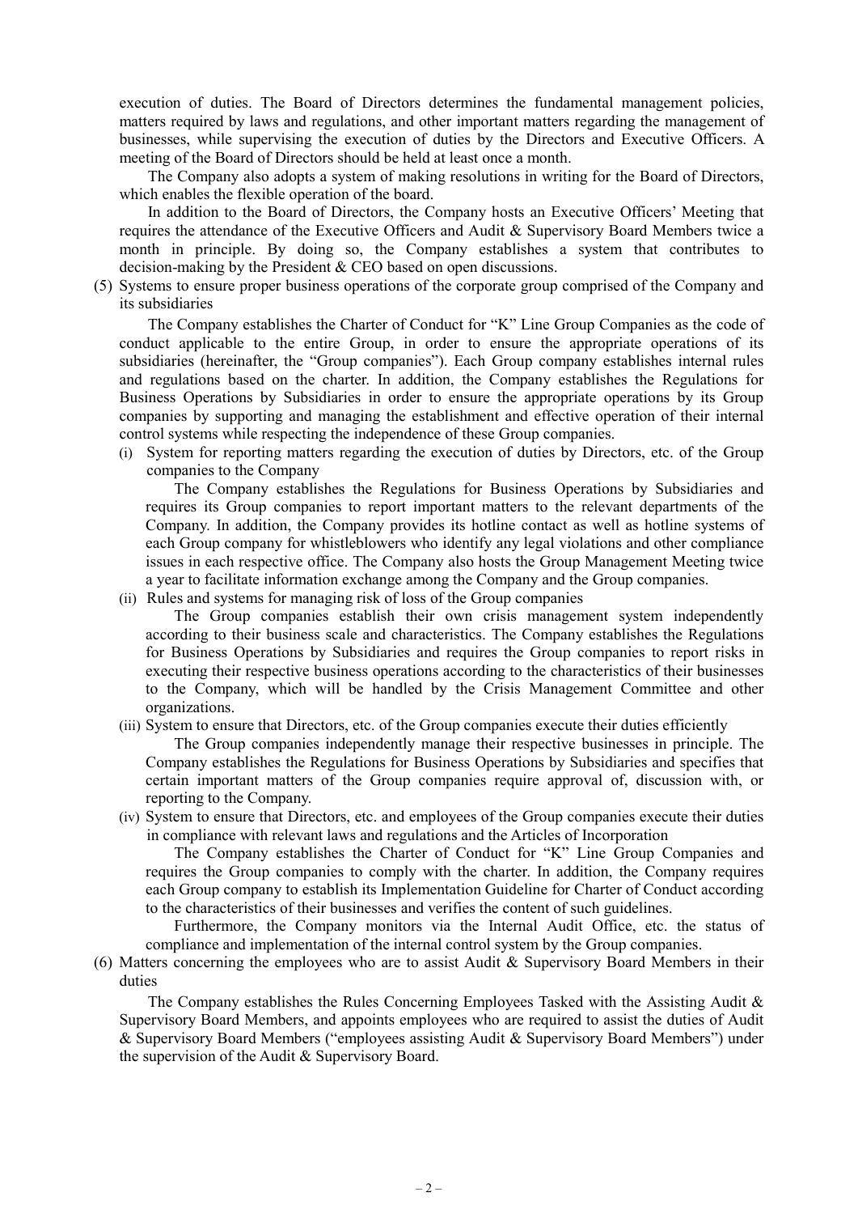execution of duties. The Board of Directors determines the fundamental management policies, matters required by laws and regulations, and other important matters regarding the management of businesses, while supervising the execution of duties by the Directors and Executive Officers. A meeting of the Board of Directors should be held at least once a month.

The Company also adopts a system of making resolutions in writing for the Board of Directors, which enables the flexible operation of the board.

In addition to the Board of Directors, the Company hosts an Executive Officers' Meeting that requires the attendance of the Executive Officers and Audit & Supervisory Board Members twice a month in principle. By doing so, the Company establishes a system that contributes to decision-making by the President & CEO based on open discussions.

(5) Systems to ensure proper business operations of the corporate group comprised of the Company and its subsidiaries

The Company establishes the Charter of Conduct for "K" Line Group Companies as the code of conduct applicable to the entire Group, in order to ensure the appropriate operations of its subsidiaries (hereinafter, the "Group companies"). Each Group company establishes internal rules and regulations based on the charter. In addition, the Company establishes the Regulations for Business Operations by Subsidiaries in order to ensure the appropriate operations by its Group companies by supporting and managing the establishment and effective operation of their internal control systems while respecting the independence of these Group companies.

(i) System for reporting matters regarding the execution of duties by Directors, etc. of the Group companies to the Company

The Company establishes the Regulations for Business Operations by Subsidiaries and requires its Group companies to report important matters to the relevant departments of the Company. In addition, the Company provides its hotline contact as well as hotline systems of each Group company for whistleblowers who identify any legal violations and other compliance issues in each respective office. The Company also hosts the Group Management Meeting twice a year to facilitate information exchange among the Company and the Group companies.

(ii) Rules and systems for managing risk of loss of the Group companies

The Group companies establish their own crisis management system independently according to their business scale and characteristics. The Company establishes the Regulations for Business Operations by Subsidiaries and requires the Group companies to report risks in executing their respective business operations according to the characteristics of their businesses to the Company, which will be handled by the Crisis Management Committee and other organizations.

(iii) System to ensure that Directors, etc. of the Group companies execute their duties efficiently

The Group companies independently manage their respective businesses in principle. The Company establishes the Regulations for Business Operations by Subsidiaries and specifies that certain important matters of the Group companies require approval of, discussion with, or reporting to the Company.

(iv) System to ensure that Directors, etc. and employees of the Group companies execute their duties in compliance with relevant laws and regulations and the Articles of Incorporation

The Company establishes the Charter of Conduct for "K" Line Group Companies and requires the Group companies to comply with the charter. In addition, the Company requires each Group company to establish its Implementation Guideline for Charter of Conduct according to the characteristics of their businesses and verifies the content of such guidelines.

Furthermore, the Company monitors via the Internal Audit Office, etc. the status of compliance and implementation of the internal control system by the Group companies.

(6) Matters concerning the employees who are to assist Audit & Supervisory Board Members in their duties

The Company establishes the Rules Concerning Employees Tasked with the Assisting Audit & Supervisory Board Members, and appoints employees who are required to assist the duties of Audit & Supervisory Board Members ("employees assisting Audit & Supervisory Board Members") under the supervision of the Audit & Supervisory Board.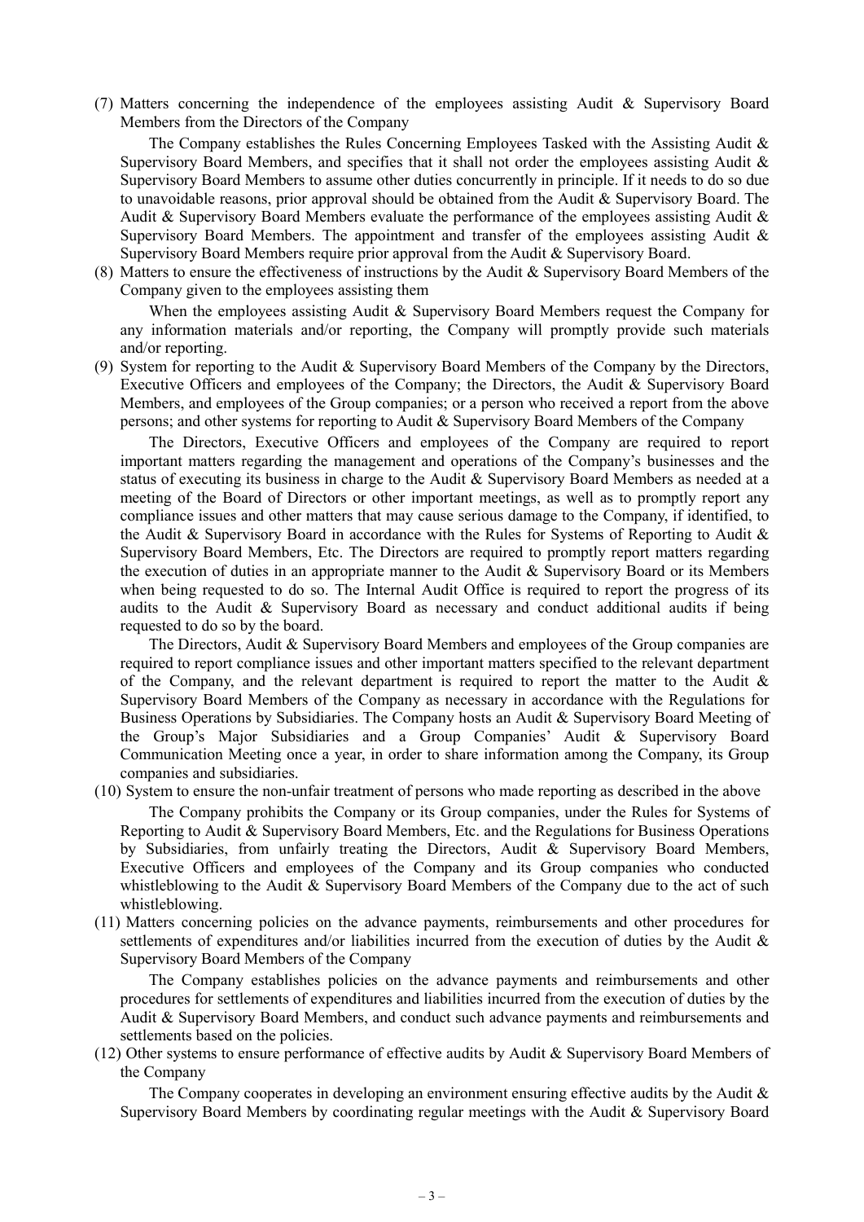(7) Matters concerning the independence of the employees assisting Audit & Supervisory Board Members from the Directors of the Company

The Company establishes the Rules Concerning Employees Tasked with the Assisting Audit & Supervisory Board Members, and specifies that it shall not order the employees assisting Audit & Supervisory Board Members to assume other duties concurrently in principle. If it needs to do so due to unavoidable reasons, prior approval should be obtained from the Audit & Supervisory Board. The Audit & Supervisory Board Members evaluate the performance of the employees assisting Audit & Supervisory Board Members. The appointment and transfer of the employees assisting Audit & Supervisory Board Members require prior approval from the Audit & Supervisory Board.

(8) Matters to ensure the effectiveness of instructions by the Audit & Supervisory Board Members of the Company given to the employees assisting them

When the employees assisting Audit & Supervisory Board Members request the Company for any information materials and/or reporting, the Company will promptly provide such materials and/or reporting.

(9) System for reporting to the Audit & Supervisory Board Members of the Company by the Directors, Executive Officers and employees of the Company; the Directors, the Audit & Supervisory Board Members, and employees of the Group companies; or a person who received a report from the above persons; and other systems for reporting to Audit & Supervisory Board Members of the Company

The Directors, Executive Officers and employees of the Company are required to report important matters regarding the management and operations of the Company's businesses and the status of executing its business in charge to the Audit & Supervisory Board Members as needed at a meeting of the Board of Directors or other important meetings, as well as to promptly report any compliance issues and other matters that may cause serious damage to the Company, if identified, to the Audit & Supervisory Board in accordance with the Rules for Systems of Reporting to Audit & Supervisory Board Members, Etc. The Directors are required to promptly report matters regarding the execution of duties in an appropriate manner to the Audit & Supervisory Board or its Members when being requested to do so. The Internal Audit Office is required to report the progress of its audits to the Audit & Supervisory Board as necessary and conduct additional audits if being requested to do so by the board.

The Directors, Audit & Supervisory Board Members and employees of the Group companies are required to report compliance issues and other important matters specified to the relevant department of the Company, and the relevant department is required to report the matter to the Audit & Supervisory Board Members of the Company as necessary in accordance with the Regulations for Business Operations by Subsidiaries. The Company hosts an Audit & Supervisory Board Meeting of the Group's Major Subsidiaries and a Group Companies' Audit & Supervisory Board Communication Meeting once a year, in order to share information among the Company, its Group companies and subsidiaries.

(10) System to ensure the non-unfair treatment of persons who made reporting as described in the above

The Company prohibits the Company or its Group companies, under the Rules for Systems of Reporting to Audit & Supervisory Board Members, Etc. and the Regulations for Business Operations by Subsidiaries, from unfairly treating the Directors, Audit & Supervisory Board Members, Executive Officers and employees of the Company and its Group companies who conducted whistleblowing to the Audit & Supervisory Board Members of the Company due to the act of such whistleblowing.

(11) Matters concerning policies on the advance payments, reimbursements and other procedures for settlements of expenditures and/or liabilities incurred from the execution of duties by the Audit & Supervisory Board Members of the Company

The Company establishes policies on the advance payments and reimbursements and other procedures for settlements of expenditures and liabilities incurred from the execution of duties by the Audit & Supervisory Board Members, and conduct such advance payments and reimbursements and settlements based on the policies.

(12) Other systems to ensure performance of effective audits by Audit & Supervisory Board Members of the Company

The Company cooperates in developing an environment ensuring effective audits by the Audit & Supervisory Board Members by coordinating regular meetings with the Audit & Supervisory Board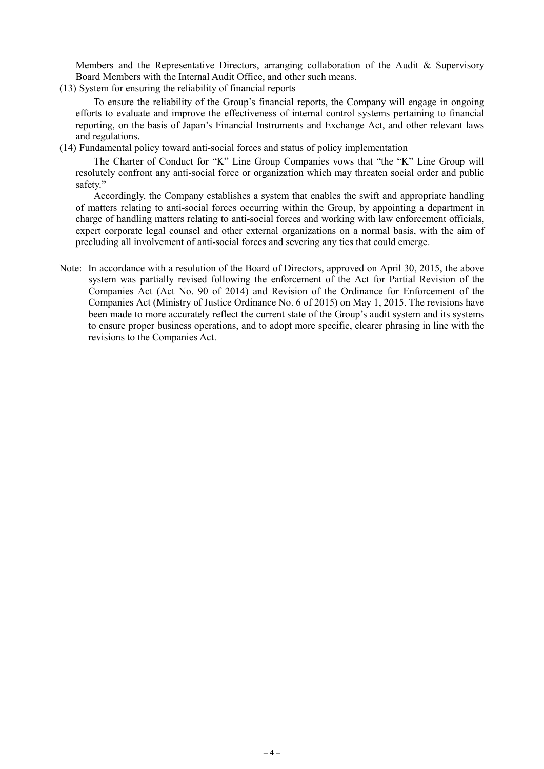Members and the Representative Directors, arranging collaboration of the Audit & Supervisory Board Members with the Internal Audit Office, and other such means.

(13) System for ensuring the reliability of financial reports

To ensure the reliability of the Group's financial reports, the Company will engage in ongoing efforts to evaluate and improve the effectiveness of internal control systems pertaining to financial reporting, on the basis of Japan's Financial Instruments and Exchange Act, and other relevant laws and regulations.

(14) Fundamental policy toward anti-social forces and status of policy implementation

The Charter of Conduct for "K" Line Group Companies vows that "the "K" Line Group will resolutely confront any anti-social force or organization which may threaten social order and public safety."

Accordingly, the Company establishes a system that enables the swift and appropriate handling of matters relating to anti-social forces occurring within the Group, by appointing a department in charge of handling matters relating to anti-social forces and working with law enforcement officials, expert corporate legal counsel and other external organizations on a normal basis, with the aim of precluding all involvement of anti-social forces and severing any ties that could emerge.

Note: In accordance with a resolution of the Board of Directors, approved on April 30, 2015, the above system was partially revised following the enforcement of the Act for Partial Revision of the Companies Act (Act No. 90 of 2014) and Revision of the Ordinance for Enforcement of the Companies Act (Ministry of Justice Ordinance No. 6 of 2015) on May 1, 2015. The revisions have been made to more accurately reflect the current state of the Group's audit system and its systems to ensure proper business operations, and to adopt more specific, clearer phrasing in line with the revisions to the Companies Act.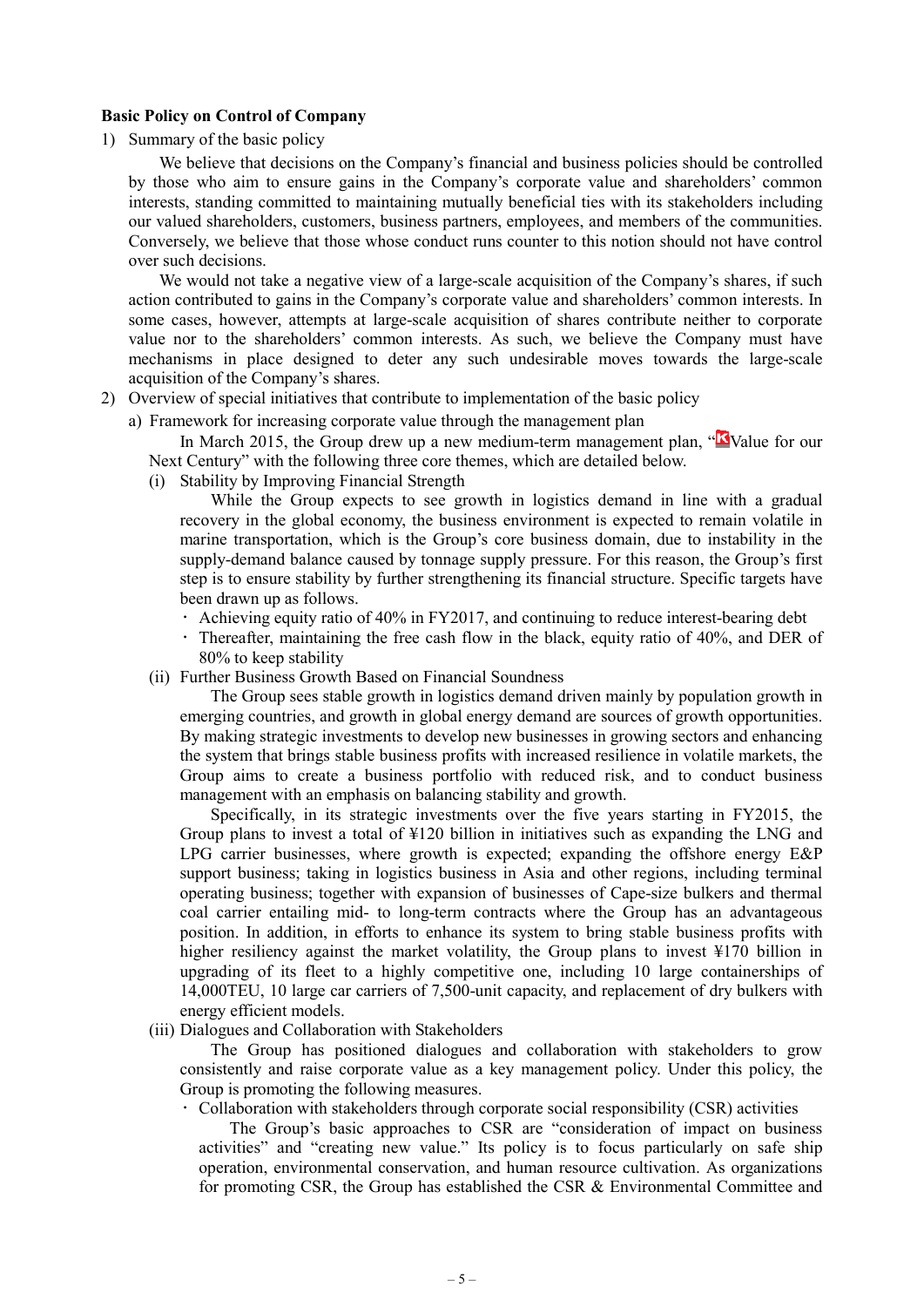**Basic Policy on Control of Company**

1) Summary of the basic policy

We believe that decisions on the Company's financial and business policies should be controlled by those who aim to ensure gains in the Company's corporate value and shareholders' common interests, standing committed to maintaining mutually beneficial ties with its stakeholders including our valued shareholders, customers, business partners, employees, and members of the communities. Conversely, we believe that those whose conduct runs counter to this notion should not have control over such decisions.

We would not take a negative view of a large-scale acquisition of the Company's shares, if such action contributed to gains in the Company's corporate value and shareholders' common interests. In some cases, however, attempts at large-scale acquisition of shares contribute neither to corporate value nor to the shareholders' common interests. As such, we believe the Company must have mechanisms in place designed to deter any such undesirable moves towards the large-scale acquisition of the Company's shares.

2) Overview of special initiatives that contribute to implementation of the basic policy

a) Framework for increasing corporate value through the management plan

In March 2015, the Group drew up a new medium-term management plan, "KValue for our Next Century" with the following three core themes, which are detailed below.

(i) Stability by Improving Financial Strength

While the Group expects to see growth in logistics demand in line with a gradual recovery in the global economy, the business environment is expected to remain volatile in marine transportation, which is the Group's core business domain, due to instability in the supply-demand balance caused by tonnage supply pressure. For this reason, the Group's first step is to ensure stability by further strengthening its financial structure. Specific targets have been drawn up as follows.

- Achieving equity ratio of 40% in FY2017, and continuing to reduce interest-bearing debt
- Thereafter, maintaining the free cash flow in the black, equity ratio of 40%, and DER of 80% to keep stability

(ii) Further Business Growth Based on Financial Soundness

The Group sees stable growth in logistics demand driven mainly by population growth in emerging countries, and growth in global energy demand are sources of growth opportunities. By making strategic investments to develop new businesses in growing sectors and enhancing the system that brings stable business profits with increased resilience in volatile markets, the Group aims to create a business portfolio with reduced risk, and to conduct business management with an emphasis on balancing stability and growth.

Specifically, in its strategic investments over the five years starting in FY2015, the Group plans to invest a total of ¥120 billion in initiatives such as expanding the LNG and LPG carrier businesses, where growth is expected; expanding the offshore energy E&P support business; taking in logistics business in Asia and other regions, including terminal operating business; together with expansion of businesses of Cape-size bulkers and thermal coal carrier entailing mid- to long-term contracts where the Group has an advantageous position. In addition, in efforts to enhance its system to bring stable business profits with higher resiliency against the market volatility, the Group plans to invest ¥170 billion in upgrading of its fleet to a highly competitive one, including 10 large containerships of 14,000TEU, 10 large car carriers of 7,500-unit capacity, and replacement of dry bulkers with energy efficient models.

(iii) Dialogues and Collaboration with Stakeholders

The Group has positioned dialogues and collaboration with stakeholders to grow consistently and raise corporate value as a key management policy. Under this policy, the Group is promoting the following measures.

- Collaboration with stakeholders through corporate social responsibility (CSR) activities

  The Group's basic approaches to CSR are "consideration of impact on business activities" and "creating new value." Its policy is to focus particularly on safe ship operation, environmental conservation, and human resource cultivation. As organizations for promoting CSR, the Group has established the CSR & Environmental Committee and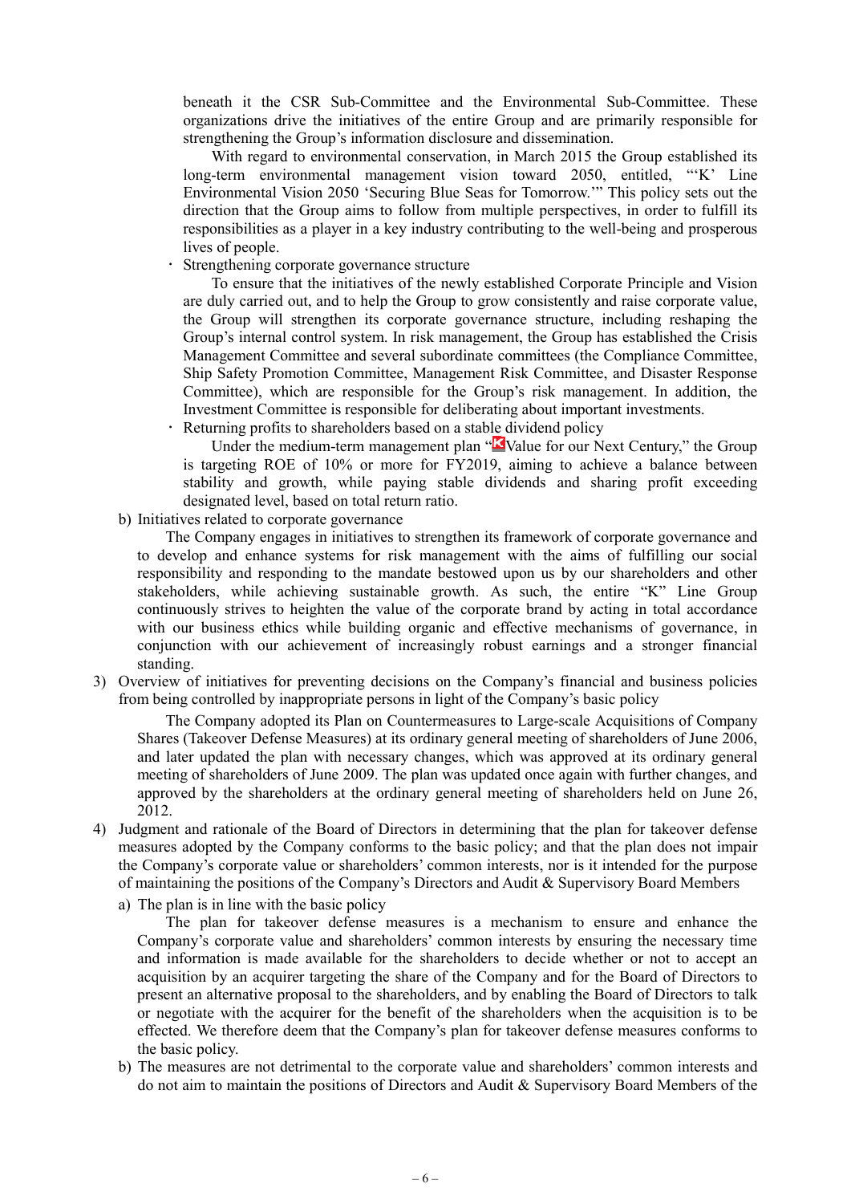beneath it the CSR Sub-Committee and the Environmental Sub-Committee. These organizations drive the initiatives of the entire Group and are primarily responsible for strengthening the Group's information disclosure and dissemination.

With regard to environmental conservation, in March 2015 the Group established its long-term environmental management vision toward 2050, entitled, "'K' Line Environmental Vision 2050 'Securing Blue Seas for Tomorrow.'" This policy sets out the direction that the Group aims to follow from multiple perspectives, in order to fulfill its responsibilities as a player in a key industry contributing to the well-being and prosperous lives of people.

- Strengthening corporate governance structure

  To ensure that the initiatives of the newly established Corporate Principle and Vision are duly carried out, and to help the Group to grow consistently and raise corporate value, the Group will strengthen its corporate governance structure, including reshaping the Group's internal control system. In risk management, the Group has established the Crisis Management Committee and several subordinate committees (the Compliance Committee, Ship Safety Promotion Committee, Management Risk Committee, and Disaster Response Committee), which are responsible for the Group's risk management. In addition, the Investment Committee is responsible for deliberating about important investments.

- Returning profits to shareholders based on a stable dividend policy

  Under the medium-term management plan "K Value for our Next Century," the Group is targeting ROE of 10% or more for FY2019, aiming to achieve a balance between stability and growth, while paying stable dividends and sharing profit exceeding designated level, based on total return ratio.

b) Initiatives related to corporate governance

The Company engages in initiatives to strengthen its framework of corporate governance and to develop and enhance systems for risk management with the aims of fulfilling our social responsibility and responding to the mandate bestowed upon us by our shareholders and other stakeholders, while achieving sustainable growth. As such, the entire "K" Line Group continuously strives to heighten the value of the corporate brand by acting in total accordance with our business ethics while building organic and effective mechanisms of governance, in conjunction with our achievement of increasingly robust earnings and a stronger financial standing.

3) Overview of initiatives for preventing decisions on the Company's financial and business policies from being controlled by inappropriate persons in light of the Company's basic policy

The Company adopted its Plan on Countermeasures to Large-scale Acquisitions of Company Shares (Takeover Defense Measures) at its ordinary general meeting of shareholders of June 2006, and later updated the plan with necessary changes, which was approved at its ordinary general meeting of shareholders of June 2009. The plan was updated once again with further changes, and approved by the shareholders at the ordinary general meeting of shareholders held on June 26, 2012.

4) Judgment and rationale of the Board of Directors in determining that the plan for takeover defense measures adopted by the Company conforms to the basic policy; and that the plan does not impair the Company's corporate value or shareholders' common interests, nor is it intended for the purpose of maintaining the positions of the Company's Directors and Audit & Supervisory Board Members

a) The plan is in line with the basic policy

The plan for takeover defense measures is a mechanism to ensure and enhance the Company's corporate value and shareholders' common interests by ensuring the necessary time and information is made available for the shareholders to decide whether or not to accept an acquisition by an acquirer targeting the share of the Company and for the Board of Directors to present an alternative proposal to the shareholders, and by enabling the Board of Directors to talk or negotiate with the acquirer for the benefit of the shareholders when the acquisition is to be effected. We therefore deem that the Company's plan for takeover defense measures conforms to the basic policy.

b) The measures are not detrimental to the corporate value and shareholders' common interests and do not aim to maintain the positions of Directors and Audit & Supervisory Board Members of the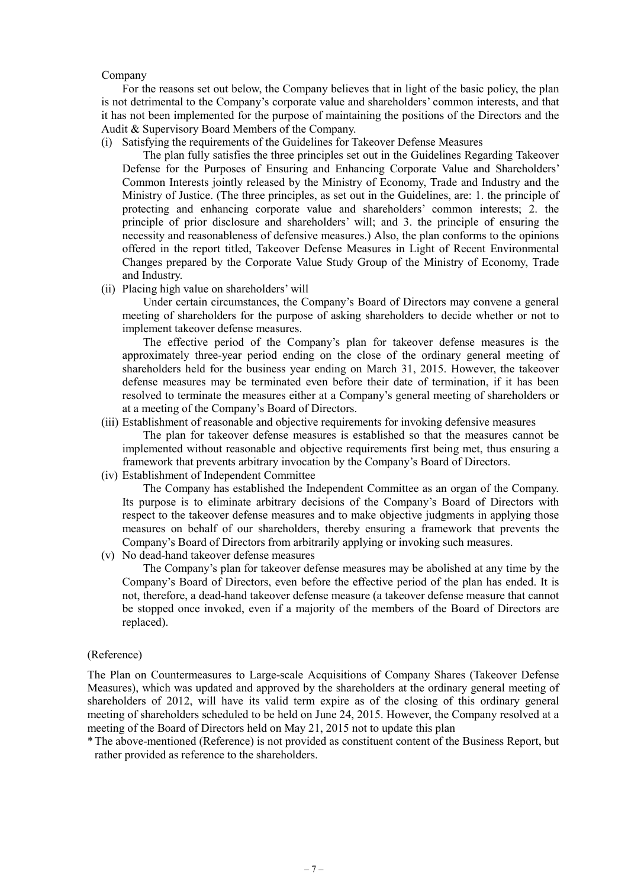Company

For the reasons set out below, the Company believes that in light of the basic policy, the plan is not detrimental to the Company's corporate value and shareholders' common interests, and that it has not been implemented for the purpose of maintaining the positions of the Directors and the Audit & Supervisory Board Members of the Company.

(i) Satisfying the requirements of the Guidelines for Takeover Defense Measures

The plan fully satisfies the three principles set out in the Guidelines Regarding Takeover Defense for the Purposes of Ensuring and Enhancing Corporate Value and Shareholders' Common Interests jointly released by the Ministry of Economy, Trade and Industry and the Ministry of Justice. (The three principles, as set out in the Guidelines, are: 1. the principle of protecting and enhancing corporate value and shareholders' common interests; 2. the principle of prior disclosure and shareholders' will; and 3. the principle of ensuring the necessity and reasonableness of defensive measures.) Also, the plan conforms to the opinions offered in the report titled, Takeover Defense Measures in Light of Recent Environmental Changes prepared by the Corporate Value Study Group of the Ministry of Economy, Trade and Industry.

(ii) Placing high value on shareholders' will

Under certain circumstances, the Company's Board of Directors may convene a general meeting of shareholders for the purpose of asking shareholders to decide whether or not to implement takeover defense measures.

The effective period of the Company's plan for takeover defense measures is the approximately three-year period ending on the close of the ordinary general meeting of shareholders held for the business year ending on March 31, 2015. However, the takeover defense measures may be terminated even before their date of termination, if it has been resolved to terminate the measures either at a Company's general meeting of shareholders or at a meeting of the Company's Board of Directors.

(iii) Establishment of reasonable and objective requirements for invoking defensive measures

The plan for takeover defense measures is established so that the measures cannot be implemented without reasonable and objective requirements first being met, thus ensuring a framework that prevents arbitrary invocation by the Company's Board of Directors.

(iv) Establishment of Independent Committee

The Company has established the Independent Committee as an organ of the Company. Its purpose is to eliminate arbitrary decisions of the Company's Board of Directors with respect to the takeover defense measures and to make objective judgments in applying those measures on behalf of our shareholders, thereby ensuring a framework that prevents the Company's Board of Directors from arbitrarily applying or invoking such measures.

(v) No dead-hand takeover defense measures

The Company's plan for takeover defense measures may be abolished at any time by the Company's Board of Directors, even before the effective period of the plan has ended. It is not, therefore, a dead-hand takeover defense measure (a takeover defense measure that cannot be stopped once invoked, even if a majority of the members of the Board of Directors are replaced).

(Reference)

The Plan on Countermeasures to Large-scale Acquisitions of Company Shares (Takeover Defense Measures), which was updated and approved by the shareholders at the ordinary general meeting of shareholders of 2012, will have its valid term expire as of the closing of this ordinary general meeting of shareholders scheduled to be held on June 24, 2015. However, the Company resolved at a meeting of the Board of Directors held on May 21, 2015 not to update this plan

* The above-mentioned (Reference) is not provided as constituent content of the Business Report, but rather provided as reference to the shareholders.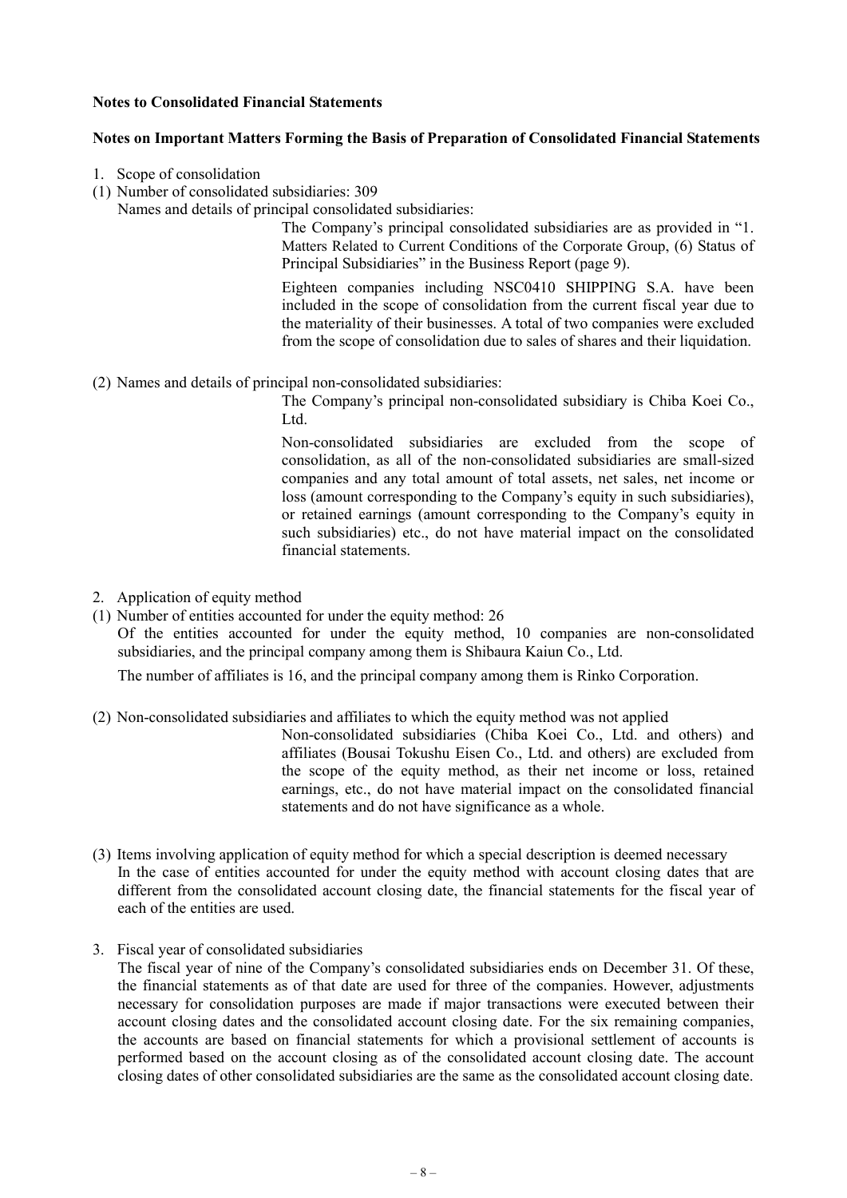**Notes to Consolidated Financial Statements**

**Notes on Important Matters Forming the Basis of Preparation of Consolidated Financial Statements**

1. Scope of consolidation

(1) Number of consolidated subsidiaries: 309

Names and details of principal consolidated subsidiaries:

The Company's principal consolidated subsidiaries are as provided in "1. Matters Related to Current Conditions of the Corporate Group, (6) Status of Principal Subsidiaries" in the Business Report (page 9).

Eighteen companies including NSC0410 SHIPPING S.A. have been included in the scope of consolidation from the current fiscal year due to the materiality of their businesses. A total of two companies were excluded from the scope of consolidation due to sales of shares and their liquidation.

(2) Names and details of principal non-consolidated subsidiaries:

The Company's principal non-consolidated subsidiary is Chiba Koei Co., Ltd.

Non-consolidated subsidiaries are excluded from the scope of consolidation, as all of the non-consolidated subsidiaries are small-sized companies and any total amount of total assets, net sales, net income or loss (amount corresponding to the Company's equity in such subsidiaries), or retained earnings (amount corresponding to the Company's equity in such subsidiaries) etc., do not have material impact on the consolidated financial statements.

2. Application of equity method

(1) Number of entities accounted for under the equity method: 26

Of the entities accounted for under the equity method, 10 companies are non-consolidated subsidiaries, and the principal company among them is Shibaura Kaiun Co., Ltd.

The number of affiliates is 16, and the principal company among them is Rinko Corporation.

(2) Non-consolidated subsidiaries and affiliates to which the equity method was not applied

Non-consolidated subsidiaries (Chiba Koei Co., Ltd. and others) and affiliates (Bousai Tokushu Eisen Co., Ltd. and others) are excluded from the scope of the equity method, as their net income or loss, retained earnings, etc., do not have material impact on the consolidated financial statements and do not have significance as a whole.

(3) Items involving application of equity method for which a special description is deemed necessary

In the case of entities accounted for under the equity method with account closing dates that are different from the consolidated account closing date, the financial statements for the fiscal year of each of the entities are used.

3. Fiscal year of consolidated subsidiaries

The fiscal year of nine of the Company's consolidated subsidiaries ends on December 31. Of these, the financial statements as of that date are used for three of the companies. However, adjustments necessary for consolidation purposes are made if major transactions were executed between their account closing dates and the consolidated account closing date. For the six remaining companies, the accounts are based on financial statements for which a provisional settlement of accounts is performed based on the account closing as of the consolidated account closing date. The account closing dates of other consolidated subsidiaries are the same as the consolidated account closing date.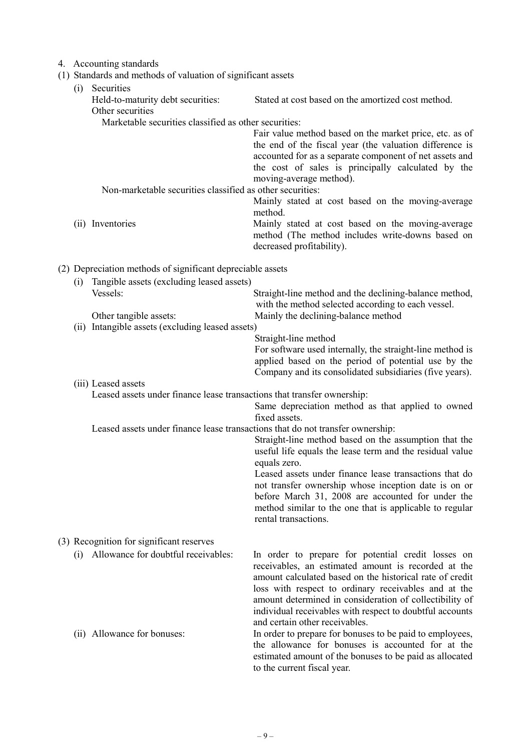4. Accounting standards

(1) Standards and methods of valuation of significant assets

(i) Securities

Held-to-maturity debt securities: Stated at cost based on the amortized cost method.

Other securities

Marketable securities classified as other securities:
Fair value method based on the market price, etc. as of the end of the fiscal year (the valuation difference is accounted for as a separate component of net assets and the cost of sales is principally calculated by the moving-average method).

Non-marketable securities classified as other securities:
Mainly stated at cost based on the moving-average method.

(ii) Inventories: Mainly stated at cost based on the moving-average method (The method includes write-downs based on decreased profitability).

(2) Depreciation methods of significant depreciable assets

(i) Tangible assets (excluding leased assets)

Vessels: Straight-line method and the declining-balance method, with the method selected according to each vessel.

Other tangible assets: Mainly the declining-balance method

(ii) Intangible assets (excluding leased assets)

Straight-line method

For software used internally, the straight-line method is applied based on the period of potential use by the Company and its consolidated subsidiaries (five years).

(iii) Leased assets

Leased assets under finance lease transactions that transfer ownership:
Same depreciation method as that applied to owned fixed assets.

Leased assets under finance lease transactions that do not transfer ownership:
Straight-line method based on the assumption that the useful life equals the lease term and the residual value equals zero.
Leased assets under finance lease transactions that do not transfer ownership whose inception date is on or before March 31, 2008 are accounted for under the method similar to the one that is applicable to regular rental transactions.

(3) Recognition for significant reserves

(i) Allowance for doubtful receivables: In order to prepare for potential credit losses on receivables, an estimated amount is recorded at the amount calculated based on the historical rate of credit loss with respect to ordinary receivables and at the amount determined in consideration of collectibility of individual receivables with respect to doubtful accounts and certain other receivables.

(ii) Allowance for bonuses: In order to prepare for bonuses to be paid to employees, the allowance for bonuses is accounted for at the estimated amount of the bonuses to be paid as allocated to the current fiscal year.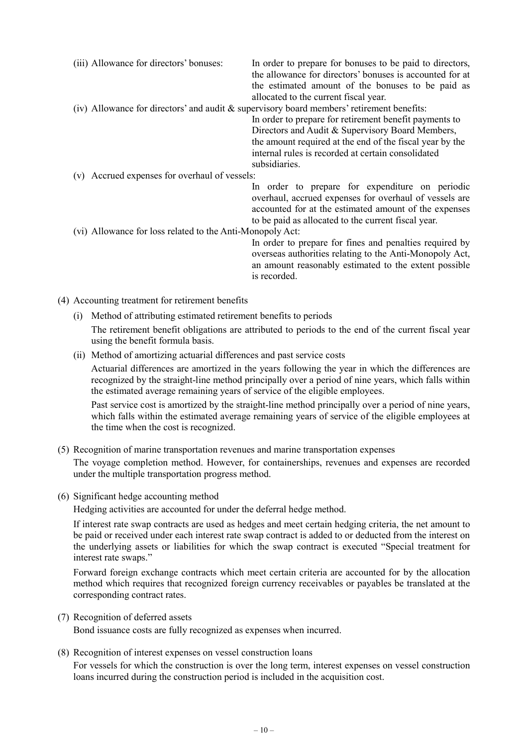(iii) Allowance for directors' bonuses: In order to prepare for bonuses to be paid to directors, the allowance for directors' bonuses is accounted for at the estimated amount of the bonuses to be paid as allocated to the current fiscal year.

(iv) Allowance for directors' and audit & supervisory board members' retirement benefits:
In order to prepare for retirement benefit payments to Directors and Audit & Supervisory Board Members, the amount required at the end of the fiscal year by the internal rules is recorded at certain consolidated subsidiaries.

(v) Accrued expenses for overhaul of vessels:
In order to prepare for expenditure on periodic overhaul, accrued expenses for overhaul of vessels are accounted for at the estimated amount of the expenses to be paid as allocated to the current fiscal year.

(vi) Allowance for loss related to the Anti-Monopoly Act:
In order to prepare for fines and penalties required by overseas authorities relating to the Anti-Monopoly Act, an amount reasonably estimated to the extent possible is recorded.

(4) Accounting treatment for retirement benefits

(i) Method of attributing estimated retirement benefits to periods

The retirement benefit obligations are attributed to periods to the end of the current fiscal year using the benefit formula basis.

(ii) Method of amortizing actuarial differences and past service costs

Actuarial differences are amortized in the years following the year in which the differences are recognized by the straight-line method principally over a period of nine years, which falls within the estimated average remaining years of service of the eligible employees.

Past service cost is amortized by the straight-line method principally over a period of nine years, which falls within the estimated average remaining years of service of the eligible employees at the time when the cost is recognized.

(5) Recognition of marine transportation revenues and marine transportation expenses

The voyage completion method. However, for containerships, revenues and expenses are recorded under the multiple transportation progress method.

(6) Significant hedge accounting method

Hedging activities are accounted for under the deferral hedge method.

If interest rate swap contracts are used as hedges and meet certain hedging criteria, the net amount to be paid or received under each interest rate swap contract is added to or deducted from the interest on the underlying assets or liabilities for which the swap contract is executed "Special treatment for interest rate swaps."

Forward foreign exchange contracts which meet certain criteria are accounted for by the allocation method which requires that recognized foreign currency receivables or payables be translated at the corresponding contract rates.

(7) Recognition of deferred assets

Bond issuance costs are fully recognized as expenses when incurred.

(8) Recognition of interest expenses on vessel construction loans

For vessels for which the construction is over the long term, interest expenses on vessel construction loans incurred during the construction period is included in the acquisition cost.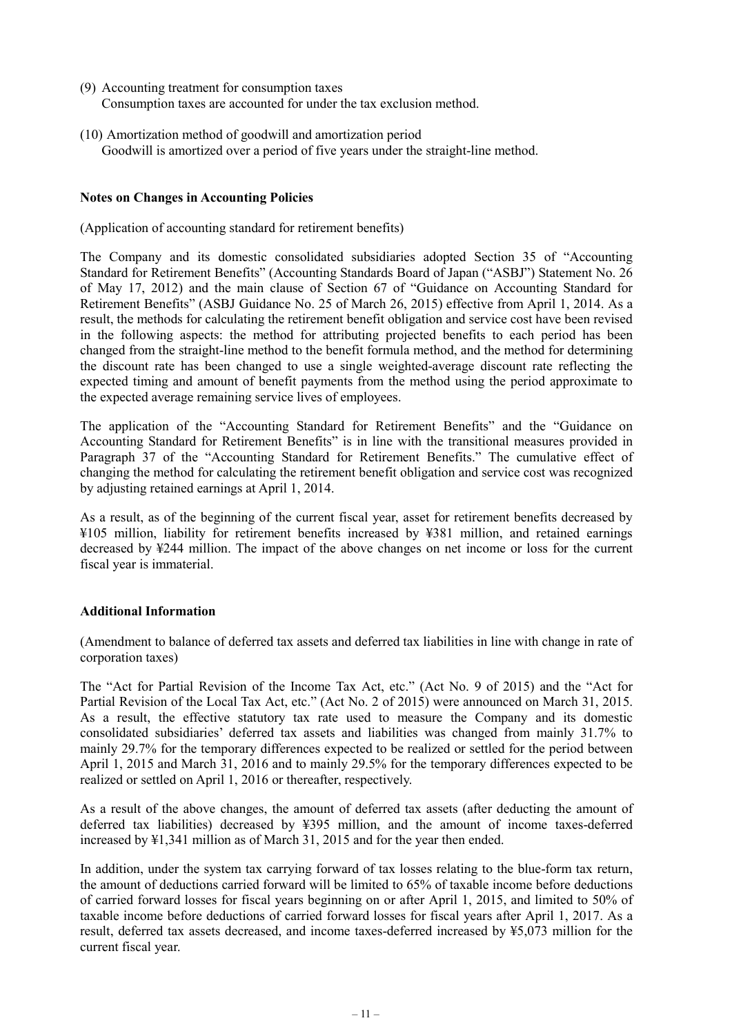(9) Accounting treatment for consumption taxes
Consumption taxes are accounted for under the tax exclusion method.

(10) Amortization method of goodwill and amortization period
Goodwill is amortized over a period of five years under the straight-line method.

**Notes on Changes in Accounting Policies**

(Application of accounting standard for retirement benefits)

The Company and its domestic consolidated subsidiaries adopted Section 35 of "Accounting Standard for Retirement Benefits" (Accounting Standards Board of Japan ("ASBJ") Statement No. 26 of May 17, 2012) and the main clause of Section 67 of "Guidance on Accounting Standard for Retirement Benefits" (ASBJ Guidance No. 25 of March 26, 2015) effective from April 1, 2014. As a result, the methods for calculating the retirement benefit obligation and service cost have been revised in the following aspects: the method for attributing projected benefits to each period has been changed from the straight-line method to the benefit formula method, and the method for determining the discount rate has been changed to use a single weighted-average discount rate reflecting the expected timing and amount of benefit payments from the method using the period approximate to the expected average remaining service lives of employees.

The application of the "Accounting Standard for Retirement Benefits" and the "Guidance on Accounting Standard for Retirement Benefits" is in line with the transitional measures provided in Paragraph 37 of the "Accounting Standard for Retirement Benefits." The cumulative effect of changing the method for calculating the retirement benefit obligation and service cost was recognized by adjusting retained earnings at April 1, 2014.

As a result, as of the beginning of the current fiscal year, asset for retirement benefits decreased by ¥105 million, liability for retirement benefits increased by ¥381 million, and retained earnings decreased by ¥244 million. The impact of the above changes on net income or loss for the current fiscal year is immaterial.

**Additional Information**

(Amendment to balance of deferred tax assets and deferred tax liabilities in line with change in rate of corporation taxes)

The "Act for Partial Revision of the Income Tax Act, etc." (Act No. 9 of 2015) and the "Act for Partial Revision of the Local Tax Act, etc." (Act No. 2 of 2015) were announced on March 31, 2015. As a result, the effective statutory tax rate used to measure the Company and its domestic consolidated subsidiaries' deferred tax assets and liabilities was changed from mainly 31.7% to mainly 29.7% for the temporary differences expected to be realized or settled for the period between April 1, 2015 and March 31, 2016 and to mainly 29.5% for the temporary differences expected to be realized or settled on April 1, 2016 or thereafter, respectively.

As a result of the above changes, the amount of deferred tax assets (after deducting the amount of deferred tax liabilities) decreased by ¥395 million, and the amount of income taxes-deferred increased by ¥1,341 million as of March 31, 2015 and for the year then ended.

In addition, under the system tax carrying forward of tax losses relating to the blue-form tax return, the amount of deductions carried forward will be limited to 65% of taxable income before deductions of carried forward losses for fiscal years beginning on or after April 1, 2015, and limited to 50% of taxable income before deductions of carried forward losses for fiscal years after April 1, 2017. As a result, deferred tax assets decreased, and income taxes-deferred increased by ¥5,073 million for the current fiscal year.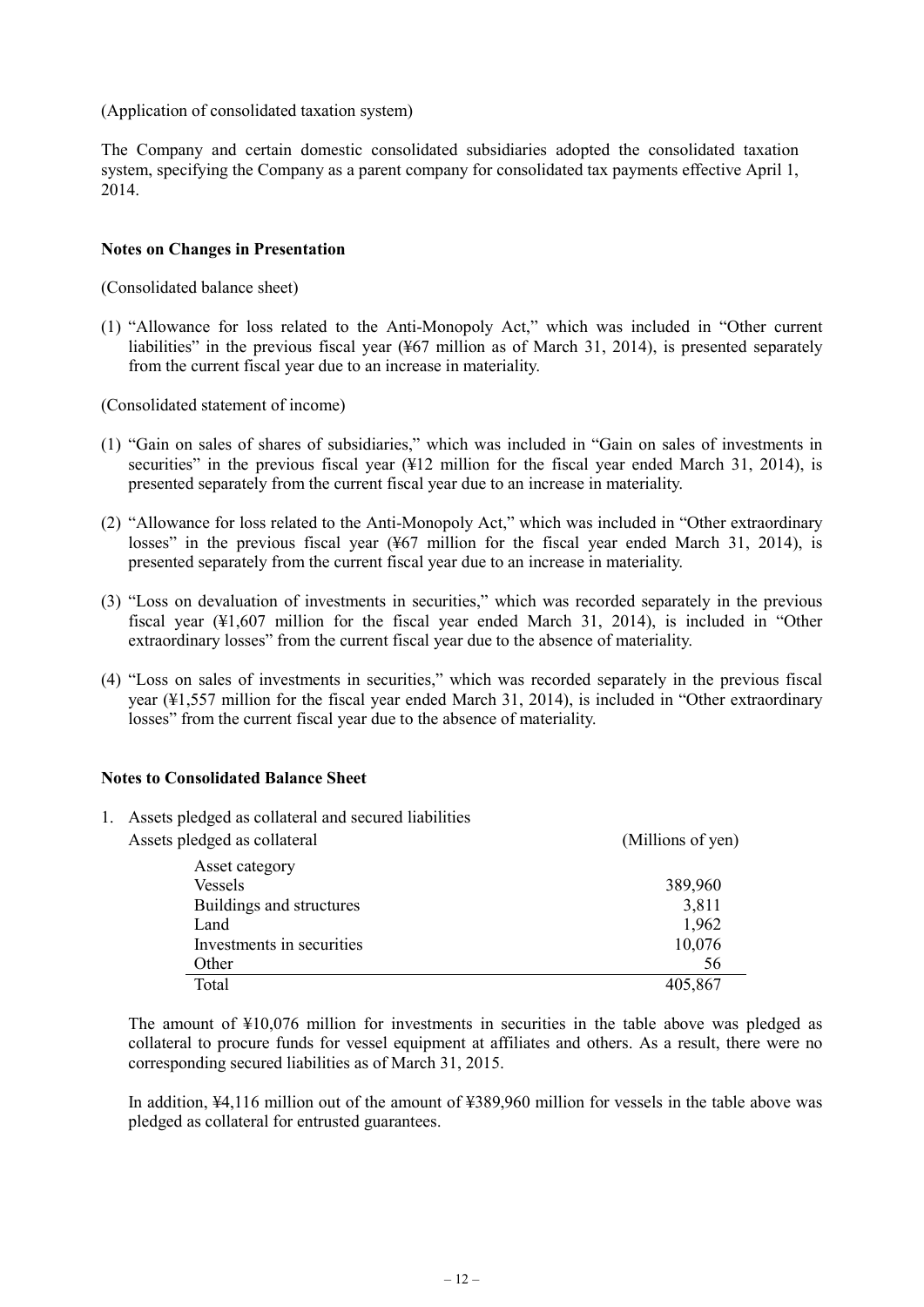(Application of consolidated taxation system)

The Company and certain domestic consolidated subsidiaries adopted the consolidated taxation system, specifying the Company as a parent company for consolidated tax payments effective April 1, 2014.

**Notes on Changes in Presentation**

(Consolidated balance sheet)

(1) "Allowance for loss related to the Anti-Monopoly Act," which was included in "Other current liabilities" in the previous fiscal year (¥67 million as of March 31, 2014), is presented separately from the current fiscal year due to an increase in materiality.

(Consolidated statement of income)

(1) "Gain on sales of shares of subsidiaries," which was included in "Gain on sales of investments in securities" in the previous fiscal year (¥12 million for the fiscal year ended March 31, 2014), is presented separately from the current fiscal year due to an increase in materiality.

(2) "Allowance for loss related to the Anti-Monopoly Act," which was included in "Other extraordinary losses" in the previous fiscal year (¥67 million for the fiscal year ended March 31, 2014), is presented separately from the current fiscal year due to an increase in materiality.

(3) "Loss on devaluation of investments in securities," which was recorded separately in the previous fiscal year (¥1,607 million for the fiscal year ended March 31, 2014), is included in "Other extraordinary losses" from the current fiscal year due to the absence of materiality.

(4) "Loss on sales of investments in securities," which was recorded separately in the previous fiscal year (¥1,557 million for the fiscal year ended March 31, 2014), is included in "Other extraordinary losses" from the current fiscal year due to the absence of materiality.

**Notes to Consolidated Balance Sheet**

1. Assets pledged as collateral and secured liabilities

Assets pledged as collateral (Millions of yen)

| Asset category | |
|---|---|
| Vessels | 389,960 |
| Buildings and structures | 3,811 |
| Land | 1,962 |
| Investments in securities | 10,076 |
| Other | 56 |
| Total | 405,867 |

The amount of ¥10,076 million for investments in securities in the table above was pledged as collateral to procure funds for vessel equipment at affiliates and others. As a result, there were no corresponding secured liabilities as of March 31, 2015.

In addition, ¥4,116 million out of the amount of ¥389,960 million for vessels in the table above was pledged as collateral for entrusted guarantees.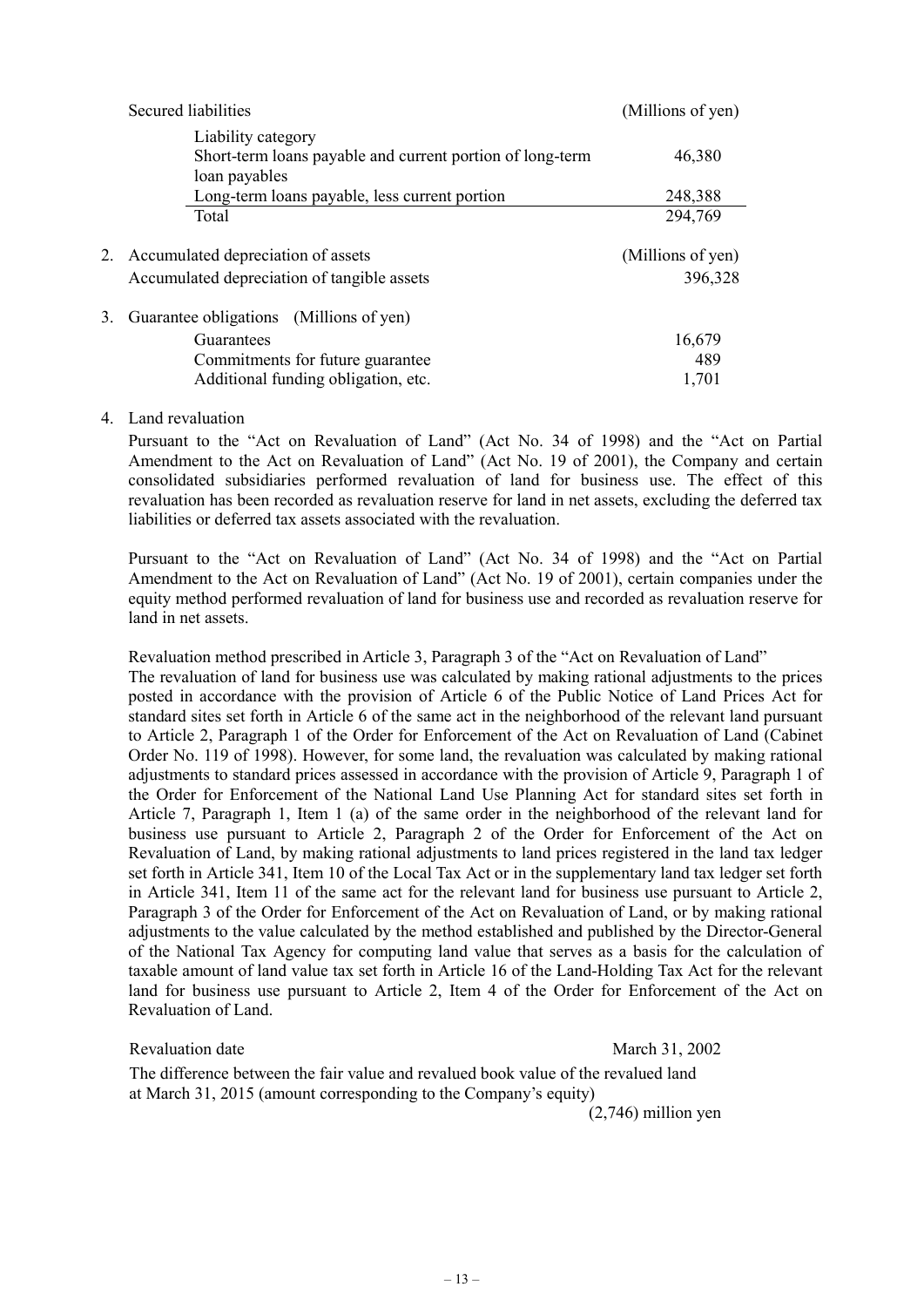Secured liabilities (Millions of yen)

| Liability category | |
|---|---|
| Short-term loans payable and current portion of long-term loan payables | 46,380 |
| Long-term loans payable, less current portion | 248,388 |
| Total | 294,769 |

2. Accumulated depreciation of assets (Millions of yen)

| | |
|---|---|
| Accumulated depreciation of tangible assets | 396,328 |

3. Guarantee obligations (Millions of yen)

| | |
|---|---|
| Guarantees | 16,679 |
| Commitments for future guarantee | 489 |
| Additional funding obligation, etc. | 1,701 |

4. Land revaluation

Pursuant to the "Act on Revaluation of Land" (Act No. 34 of 1998) and the "Act on Partial Amendment to the Act on Revaluation of Land" (Act No. 19 of 2001), the Company and certain consolidated subsidiaries performed revaluation of land for business use. The effect of this revaluation has been recorded as revaluation reserve for land in net assets, excluding the deferred tax liabilities or deferred tax assets associated with the revaluation.

Pursuant to the "Act on Revaluation of Land" (Act No. 34 of 1998) and the "Act on Partial Amendment to the Act on Revaluation of Land" (Act No. 19 of 2001), certain companies under the equity method performed revaluation of land for business use and recorded as revaluation reserve for land in net assets.

Revaluation method prescribed in Article 3, Paragraph 3 of the "Act on Revaluation of Land"

The revaluation of land for business use was calculated by making rational adjustments to the prices posted in accordance with the provision of Article 6 of the Public Notice of Land Prices Act for standard sites set forth in Article 6 of the same act in the neighborhood of the relevant land pursuant to Article 2, Paragraph 1 of the Order for Enforcement of the Act on Revaluation of Land (Cabinet Order No. 119 of 1998). However, for some land, the revaluation was calculated by making rational adjustments to standard prices assessed in accordance with the provision of Article 9, Paragraph 1 of the Order for Enforcement of the National Land Use Planning Act for standard sites set forth in Article 7, Paragraph 1, Item 1 (a) of the same order in the neighborhood of the relevant land for business use pursuant to Article 2, Paragraph 2 of the Order for Enforcement of the Act on Revaluation of Land, by making rational adjustments to land prices registered in the land tax ledger set forth in Article 341, Item 10 of the Local Tax Act or in the supplementary land tax ledger set forth in Article 341, Item 11 of the same act for the relevant land for business use pursuant to Article 2, Paragraph 3 of the Order for Enforcement of the Act on Revaluation of Land, or by making rational adjustments to the value calculated by the method established and published by the Director-General of the National Tax Agency for computing land value that serves as a basis for the calculation of taxable amount of land value tax set forth in Article 16 of the Land-Holding Tax Act for the relevant land for business use pursuant to Article 2, Item 4 of the Order for Enforcement of the Act on Revaluation of Land.

Revaluation date: March 31, 2002

The difference between the fair value and revalued book value of the revalued land at March 31, 2015 (amount corresponding to the Company's equity): (2,746) million yen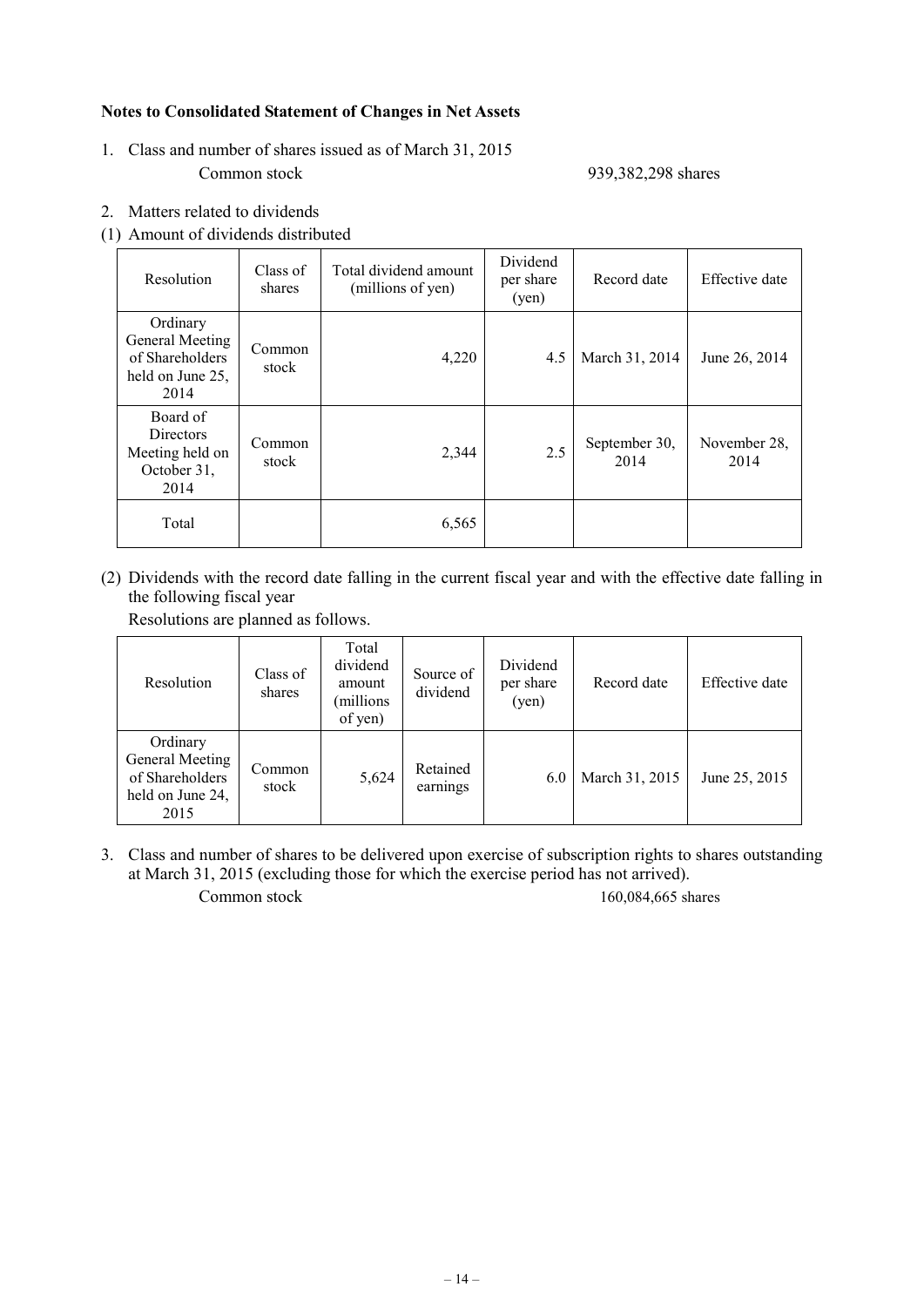**Notes to Consolidated Statement of Changes in Net Assets**

1. Class and number of shares issued as of March 31, 2015

   Common stock　　　　　　　　　　939,382,298 shares

2. Matters related to dividends

(1) Amount of dividends distributed

| Resolution | Class of shares | Total dividend amount (millions of yen) | Dividend per share (yen) | Record date | Effective date |
|---|---|---|---|---|---|
| Ordinary General Meeting of Shareholders held on June 25, 2014 | Common stock | 4,220 | 4.5 | March 31, 2014 | June 26, 2014 |
| Board of Directors Meeting held on October 31, 2014 | Common stock | 2,344 | 2.5 | September 30, 2014 | November 28, 2014 |
| Total | | 6,565 | | | |

(2) Dividends with the record date falling in the current fiscal year and with the effective date falling in the following fiscal year

Resolutions are planned as follows.

| Resolution | Class of shares | Total dividend amount (millions of yen) | Source of dividend | Dividend per share (yen) | Record date | Effective date |
|---|---|---|---|---|---|---|
| Ordinary General Meeting of Shareholders held on June 24, 2015 | Common stock | 5,624 | Retained earnings | 6.0 | March 31, 2015 | June 25, 2015 |

3. Class and number of shares to be delivered upon exercise of subscription rights to shares outstanding at March 31, 2015 (excluding those for which the exercise period has not arrived).

   Common stock　　　　　　　　　　160,084,665 shares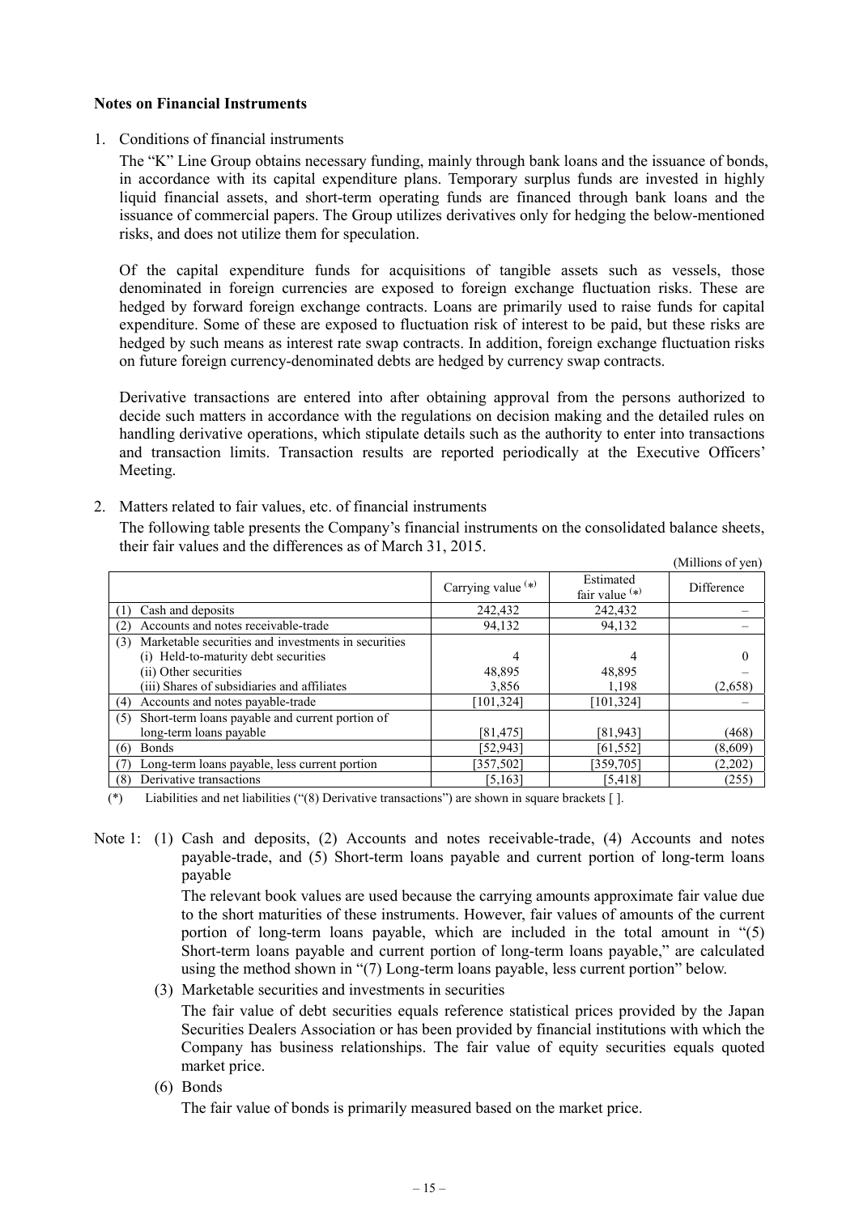### Notes on Financial Instruments

1. Conditions of financial instruments

   The "K" Line Group obtains necessary funding, mainly through bank loans and the issuance of bonds, in accordance with its capital expenditure plans. Temporary surplus funds are invested in highly liquid financial assets, and short-term operating funds are financed through bank loans and the issuance of commercial papers. The Group utilizes derivatives only for hedging the below-mentioned risks, and does not utilize them for speculation.

   Of the capital expenditure funds for acquisitions of tangible assets such as vessels, those denominated in foreign currencies are exposed to foreign exchange fluctuation risks. These are hedged by forward foreign exchange contracts. Loans are primarily used to raise funds for capital expenditure. Some of these are exposed to fluctuation risk of interest to be paid, but these risks are hedged by such means as interest rate swap contracts. In addition, foreign exchange fluctuation risks on future foreign currency-denominated debts are hedged by currency swap contracts.

   Derivative transactions are entered into after obtaining approval from the persons authorized to decide such matters in accordance with the regulations on decision making and the detailed rules on handling derivative operations, which stipulate details such as the authority to enter into transactions and transaction limits. Transaction results are reported periodically at the Executive Officers' Meeting.

2. Matters related to fair values, etc. of financial instruments

   The following table presents the Company's financial instruments on the consolidated balance sheets, their fair values and the differences as of March 31, 2015.

(Millions of yen)

| | Carrying value (*) | Estimated fair value (*) | Difference |
|---|---|---|---|
| (1) Cash and deposits | 242,432 | 242,432 | – |
| (2) Accounts and notes receivable-trade | 94,132 | 94,132 | – |
| (3) Marketable securities and investments in securities | | | |
| (i) Held-to-maturity debt securities | 4 | 4 | 0 |
| (ii) Other securities | 48,895 | 48,895 | – |
| (iii) Shares of subsidiaries and affiliates | 3,856 | 1,198 | (2,658) |
| (4) Accounts and notes payable-trade | [101,324] | [101,324] | – |
| (5) Short-term loans payable and current portion of long-term loans payable | [81,475] | [81,943] | (468) |
| (6) Bonds | [52,943] | [61,552] | (8,609) |
| (7) Long-term loans payable, less current portion | [357,502] | [359,705] | (2,202) |
| (8) Derivative transactions | [5,163] | [5,418] | (255) |

(*) Liabilities and net liabilities ("(8) Derivative transactions") are shown in square brackets [ ].

Note 1: (1) Cash and deposits, (2) Accounts and notes receivable-trade, (4) Accounts and notes payable-trade, and (5) Short-term loans payable and current portion of long-term loans payable

The relevant book values are used because the carrying amounts approximate fair value due to the short maturities of these instruments. However, fair values of amounts of the current portion of long-term loans payable, which are included in the total amount in "(5) Short-term loans payable and current portion of long-term loans payable," are calculated using the method shown in "(7) Long-term loans payable, less current portion" below.

(3) Marketable securities and investments in securities

The fair value of debt securities equals reference statistical prices provided by the Japan Securities Dealers Association or has been provided by financial institutions with which the Company has business relationships. The fair value of equity securities equals quoted market price.

(6) Bonds

The fair value of bonds is primarily measured based on the market price.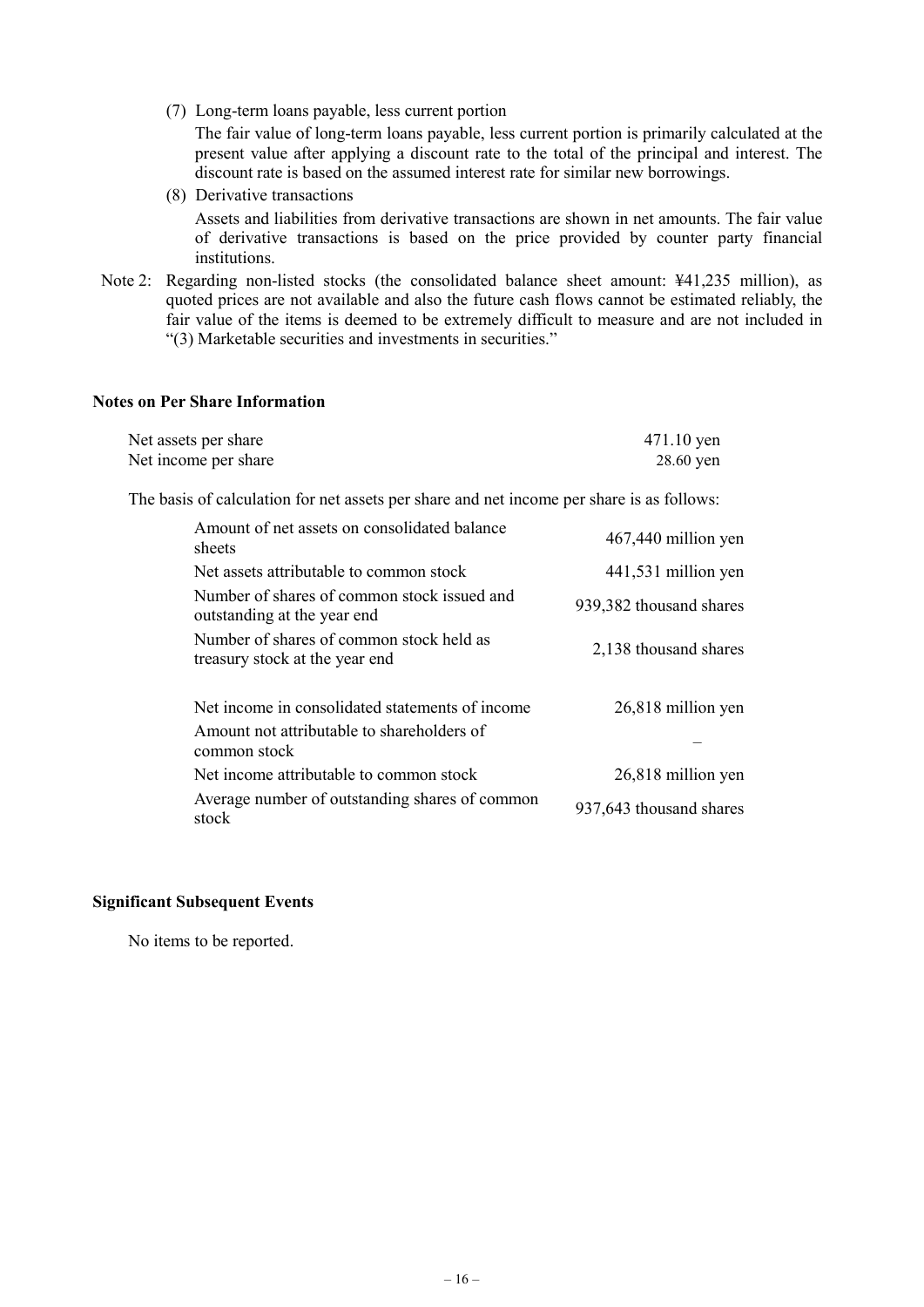(7) Long-term loans payable, less current portion

The fair value of long-term loans payable, less current portion is primarily calculated at the present value after applying a discount rate to the total of the principal and interest. The discount rate is based on the assumed interest rate for similar new borrowings.

(8) Derivative transactions

Assets and liabilities from derivative transactions are shown in net amounts. The fair value of derivative transactions is based on the price provided by counter party financial institutions.

Note 2: Regarding non-listed stocks (the consolidated balance sheet amount: ¥41,235 million), as quoted prices are not available and also the future cash flows cannot be estimated reliably, the fair value of the items is deemed to be extremely difficult to measure and are not included in "(3) Marketable securities and investments in securities."

**Notes on Per Share Information**

| | |
|---|---|
| Net assets per share | 471.10 yen |
| Net income per share | 28.60 yen |

The basis of calculation for net assets per share and net income per share is as follows:

| | |
|---|---|
| Amount of net assets on consolidated balance sheets | 467,440 million yen |
| Net assets attributable to common stock | 441,531 million yen |
| Number of shares of common stock issued and outstanding at the year end | 939,382 thousand shares |
| Number of shares of common stock held as treasury stock at the year end | 2,138 thousand shares |
| | |
| Net income in consolidated statements of income | 26,818 million yen |
| Amount not attributable to shareholders of common stock | – |
| Net income attributable to common stock | 26,818 million yen |
| Average number of outstanding shares of common stock | 937,643 thousand shares |

**Significant Subsequent Events**

No items to be reported.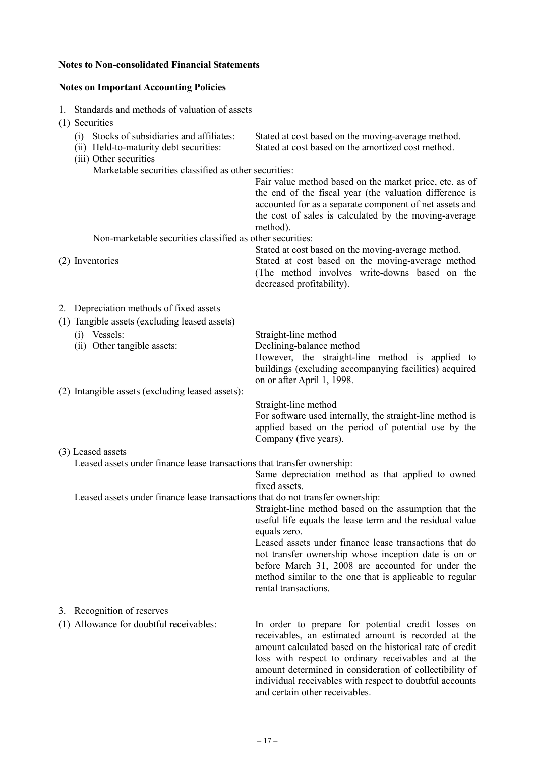**Notes to Non-consolidated Financial Statements**

**Notes on Important Accounting Policies**

1. Standards and methods of valuation of assets

(1) Securities

(i) Stocks of subsidiaries and affiliates: Stated at cost based on the moving-average method.

(ii) Held-to-maturity debt securities: Stated at cost based on the amortized cost method.

(iii) Other securities

Marketable securities classified as other securities:
Fair value method based on the market price, etc. as of the end of the fiscal year (the valuation difference is accounted for as a separate component of net assets and the cost of sales is calculated by the moving-average method).

Non-marketable securities classified as other securities:
Stated at cost based on the moving-average method.

(2) Inventories: Stated at cost based on the moving-average method (The method involves write-downs based on the decreased profitability).

2. Depreciation methods of fixed assets

(1) Tangible assets (excluding leased assets)

(i) Vessels: Straight-line method

(ii) Other tangible assets: Declining-balance method
However, the straight-line method is applied to buildings (excluding accompanying facilities) acquired on or after April 1, 1998.

(2) Intangible assets (excluding leased assets):
Straight-line method
For software used internally, the straight-line method is applied based on the period of potential use by the Company (five years).

(3) Leased assets

Leased assets under finance lease transactions that transfer ownership:
Same depreciation method as that applied to owned fixed assets.

Leased assets under finance lease transactions that do not transfer ownership:
Straight-line method based on the assumption that the useful life equals the lease term and the residual value equals zero.
Leased assets under finance lease transactions that do not transfer ownership whose inception date is on or before March 31, 2008 are accounted for under the method similar to the one that is applicable to regular rental transactions.

3. Recognition of reserves

(1) Allowance for doubtful receivables: In order to prepare for potential credit losses on receivables, an estimated amount is recorded at the amount calculated based on the historical rate of credit loss with respect to ordinary receivables and at the amount determined in consideration of collectibility of individual receivables with respect to doubtful accounts and certain other receivables.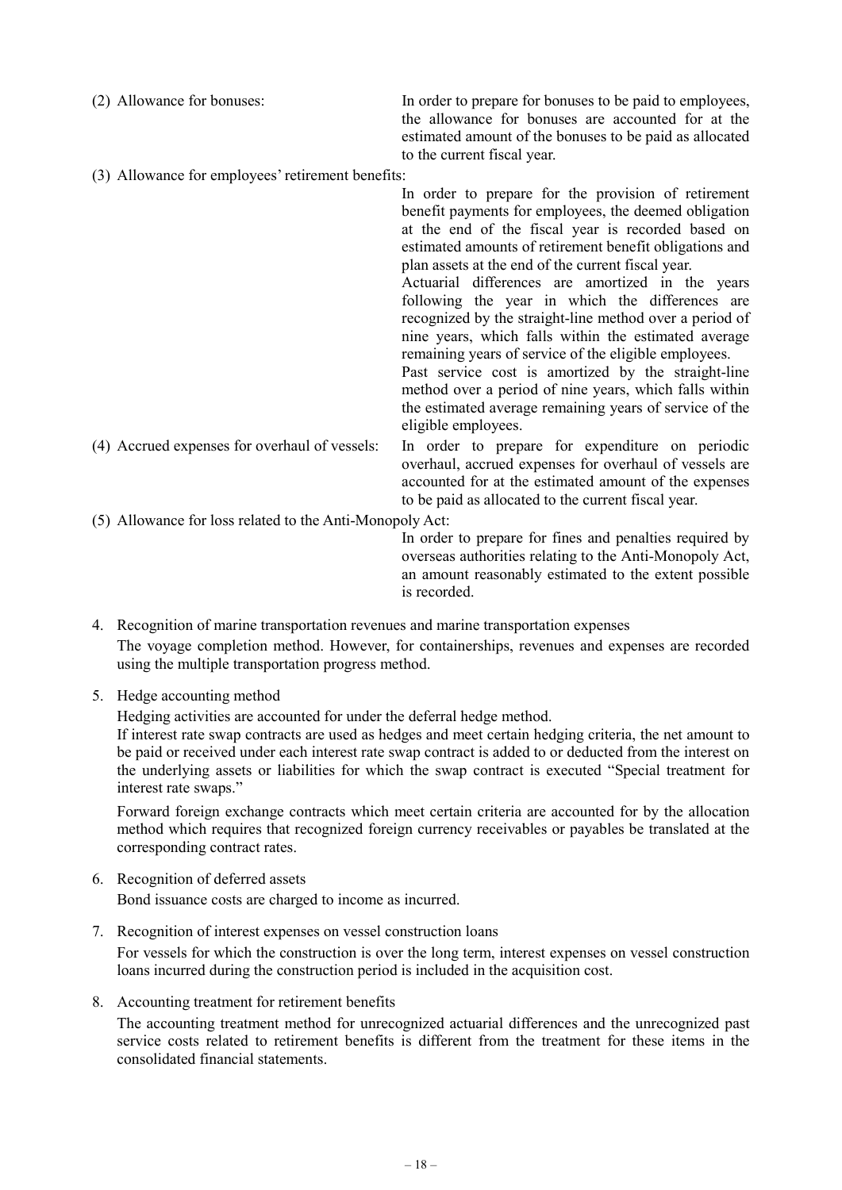(2) Allowance for bonuses: In order to prepare for bonuses to be paid to employees, the allowance for bonuses are accounted for at the estimated amount of the bonuses to be paid as allocated to the current fiscal year.

(3) Allowance for employees' retirement benefits:

In order to prepare for the provision of retirement benefit payments for employees, the deemed obligation at the end of the fiscal year is recorded based on estimated amounts of retirement benefit obligations and plan assets at the end of the current fiscal year.

Actuarial differences are amortized in the years following the year in which the differences are recognized by the straight-line method over a period of nine years, which falls within the estimated average remaining years of service of the eligible employees.

Past service cost is amortized by the straight-line method over a period of nine years, which falls within the estimated average remaining years of service of the eligible employees.

(4) Accrued expenses for overhaul of vessels: In order to prepare for expenditure on periodic overhaul, accrued expenses for overhaul of vessels are accounted for at the estimated amount of the expenses to be paid as allocated to the current fiscal year.

(5) Allowance for loss related to the Anti-Monopoly Act:

In order to prepare for fines and penalties required by overseas authorities relating to the Anti-Monopoly Act, an amount reasonably estimated to the extent possible is recorded.

4. Recognition of marine transportation revenues and marine transportation expenses

   The voyage completion method. However, for containerships, revenues and expenses are recorded using the multiple transportation progress method.

5. Hedge accounting method

   Hedging activities are accounted for under the deferral hedge method.

   If interest rate swap contracts are used as hedges and meet certain hedging criteria, the net amount to be paid or received under each interest rate swap contract is added to or deducted from the interest on the underlying assets or liabilities for which the swap contract is executed "Special treatment for interest rate swaps."

   Forward foreign exchange contracts which meet certain criteria are accounted for by the allocation method which requires that recognized foreign currency receivables or payables be translated at the corresponding contract rates.

6. Recognition of deferred assets

   Bond issuance costs are charged to income as incurred.

7. Recognition of interest expenses on vessel construction loans

   For vessels for which the construction is over the long term, interest expenses on vessel construction loans incurred during the construction period is included in the acquisition cost.

8. Accounting treatment for retirement benefits

   The accounting treatment method for unrecognized actuarial differences and the unrecognized past service costs related to retirement benefits is different from the treatment for these items in the consolidated financial statements.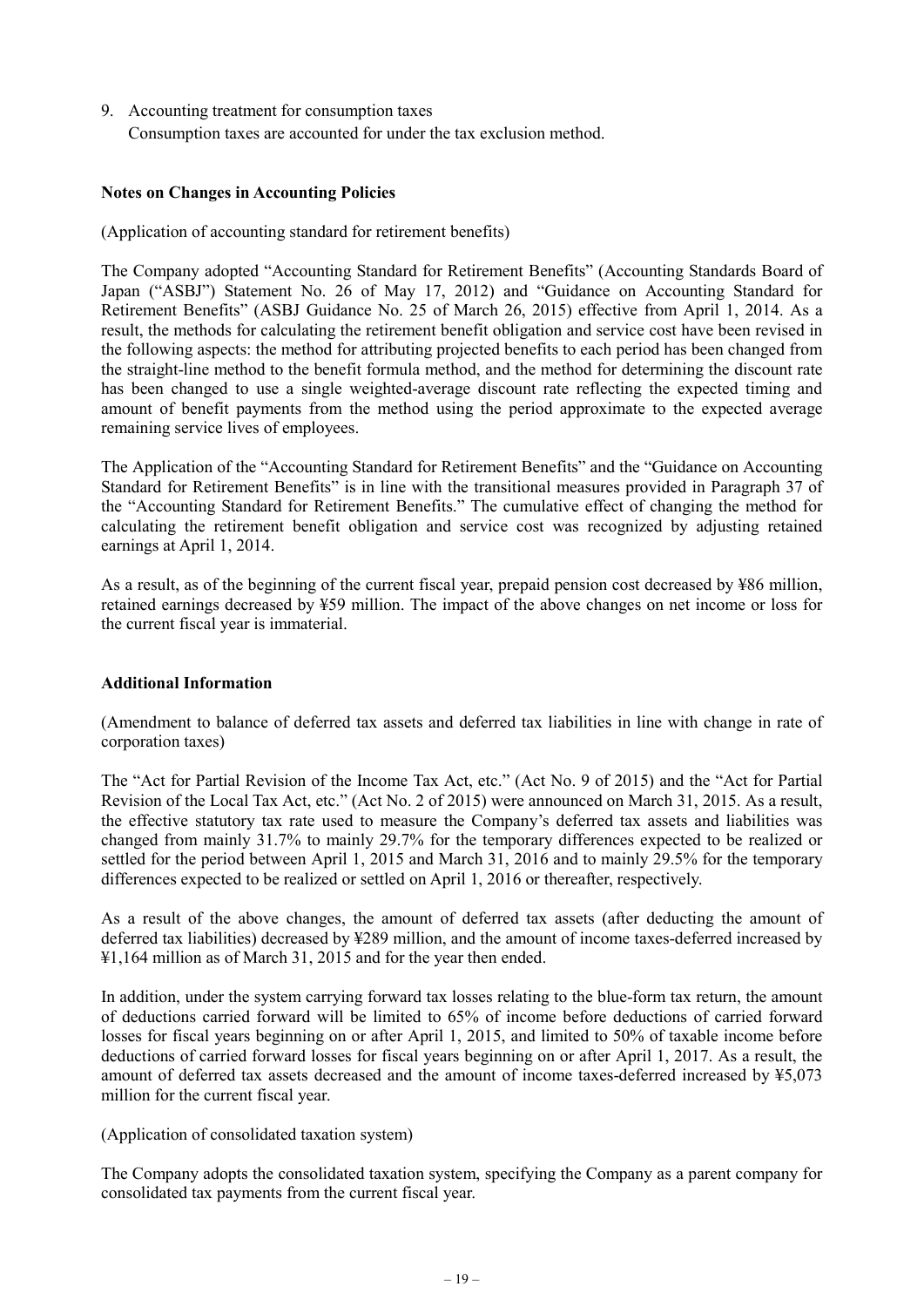9. Accounting treatment for consumption taxes

   Consumption taxes are accounted for under the tax exclusion method.

**Notes on Changes in Accounting Policies**

(Application of accounting standard for retirement benefits)

The Company adopted “Accounting Standard for Retirement Benefits” (Accounting Standards Board of Japan (“ASBJ”) Statement No. 26 of May 17, 2012) and “Guidance on Accounting Standard for Retirement Benefits” (ASBJ Guidance No. 25 of March 26, 2015) effective from April 1, 2014. As a result, the methods for calculating the retirement benefit obligation and service cost have been revised in the following aspects: the method for attributing projected benefits to each period has been changed from the straight-line method to the benefit formula method, and the method for determining the discount rate has been changed to use a single weighted-average discount rate reflecting the expected timing and amount of benefit payments from the method using the period approximate to the expected average remaining service lives of employees.

The Application of the “Accounting Standard for Retirement Benefits” and the “Guidance on Accounting Standard for Retirement Benefits” is in line with the transitional measures provided in Paragraph 37 of the “Accounting Standard for Retirement Benefits.” The cumulative effect of changing the method for calculating the retirement benefit obligation and service cost was recognized by adjusting retained earnings at April 1, 2014.

As a result, as of the beginning of the current fiscal year, prepaid pension cost decreased by ¥86 million, retained earnings decreased by ¥59 million. The impact of the above changes on net income or loss for the current fiscal year is immaterial.

**Additional Information**

(Amendment to balance of deferred tax assets and deferred tax liabilities in line with change in rate of corporation taxes)

The “Act for Partial Revision of the Income Tax Act, etc.” (Act No. 9 of 2015) and the “Act for Partial Revision of the Local Tax Act, etc.” (Act No. 2 of 2015) were announced on March 31, 2015. As a result, the effective statutory tax rate used to measure the Company’s deferred tax assets and liabilities was changed from mainly 31.7% to mainly 29.7% for the temporary differences expected to be realized or settled for the period between April 1, 2015 and March 31, 2016 and to mainly 29.5% for the temporary differences expected to be realized or settled on April 1, 2016 or thereafter, respectively.

As a result of the above changes, the amount of deferred tax assets (after deducting the amount of deferred tax liabilities) decreased by ¥289 million, and the amount of income taxes-deferred increased by ¥1,164 million as of March 31, 2015 and for the year then ended.

In addition, under the system carrying forward tax losses relating to the blue-form tax return, the amount of deductions carried forward will be limited to 65% of income before deductions of carried forward losses for fiscal years beginning on or after April 1, 2015, and limited to 50% of taxable income before deductions of carried forward losses for fiscal years beginning on or after April 1, 2017. As a result, the amount of deferred tax assets decreased and the amount of income taxes-deferred increased by ¥5,073 million for the current fiscal year.

(Application of consolidated taxation system)

The Company adopts the consolidated taxation system, specifying the Company as a parent company for consolidated tax payments from the current fiscal year.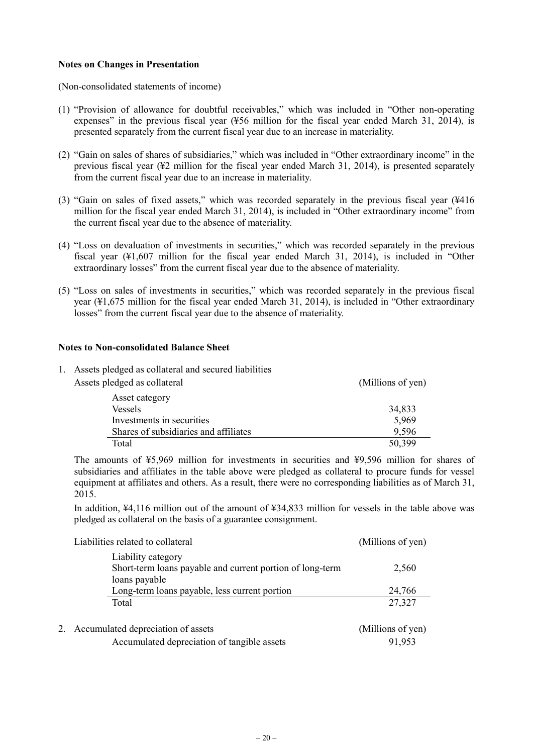**Notes on Changes in Presentation**

(Non-consolidated statements of income)

(1) “Provision of allowance for doubtful receivables,” which was included in “Other non-operating expenses” in the previous fiscal year (¥56 million for the fiscal year ended March 31, 2014), is presented separately from the current fiscal year due to an increase in materiality.

(2) “Gain on sales of shares of subsidiaries,” which was included in “Other extraordinary income” in the previous fiscal year (¥2 million for the fiscal year ended March 31, 2014), is presented separately from the current fiscal year due to an increase in materiality.

(3) “Gain on sales of fixed assets,” which was recorded separately in the previous fiscal year (¥416 million for the fiscal year ended March 31, 2014), is included in “Other extraordinary income” from the current fiscal year due to the absence of materiality.

(4) “Loss on devaluation of investments in securities,” which was recorded separately in the previous fiscal year (¥1,607 million for the fiscal year ended March 31, 2014), is included in “Other extraordinary losses” from the current fiscal year due to the absence of materiality.

(5) “Loss on sales of investments in securities,” which was recorded separately in the previous fiscal year (¥1,675 million for the fiscal year ended March 31, 2014), is included in “Other extraordinary losses” from the current fiscal year due to the absence of materiality.

**Notes to Non-consolidated Balance Sheet**

1. Assets pledged as collateral and secured liabilities

Assets pledged as collateral (Millions of yen)

| Asset category | |
|---|---|
| Vessels | 34,833 |
| Investments in securities | 5,969 |
| Shares of subsidiaries and affiliates | 9,596 |
| Total | 50,399 |

The amounts of ¥5,969 million for investments in securities and ¥9,596 million for shares of subsidiaries and affiliates in the table above were pledged as collateral to procure funds for vessel equipment at affiliates and others. As a result, there were no corresponding liabilities as of March 31, 2015.

In addition, ¥4,116 million out of the amount of ¥34,833 million for vessels in the table above was pledged as collateral on the basis of a guarantee consignment.

Liabilities related to collateral (Millions of yen)

| Liability category | |
|---|---|
| Short-term loans payable and current portion of long-term loans payable | 2,560 |
| Long-term loans payable, less current portion | 24,766 |
| Total | 27,327 |

2. Accumulated depreciation of assets (Millions of yen)

| | |
|---|---|
| Accumulated depreciation of tangible assets | 91,953 |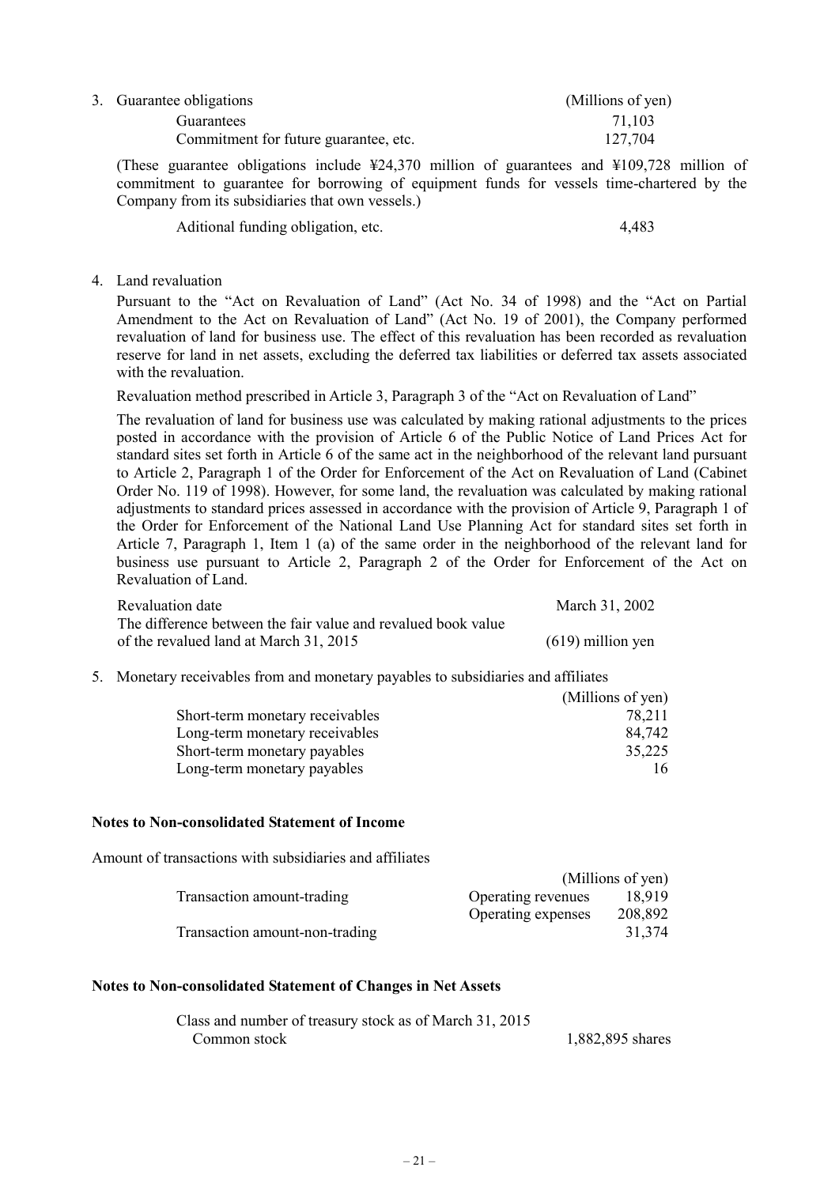3. Guarantee obligations

| | (Millions of yen) |
|---|---|
| Guarantees | 71,103 |
| Commitment for future guarantee, etc. | 127,704 |

(These guarantee obligations include ¥24,370 million of guarantees and ¥109,728 million of commitment to guarantee for borrowing of equipment funds for vessels time-chartered by the Company from its subsidiaries that own vessels.)

| | |
|---|---|
| Aditional funding obligation, etc. | 4,483 |

4. Land revaluation

Pursuant to the "Act on Revaluation of Land" (Act No. 34 of 1998) and the "Act on Partial Amendment to the Act on Revaluation of Land" (Act No. 19 of 2001), the Company performed revaluation of land for business use. The effect of this revaluation has been recorded as revaluation reserve for land in net assets, excluding the deferred tax liabilities or deferred tax assets associated with the revaluation.

Revaluation method prescribed in Article 3, Paragraph 3 of the "Act on Revaluation of Land"

The revaluation of land for business use was calculated by making rational adjustments to the prices posted in accordance with the provision of Article 6 of the Public Notice of Land Prices Act for standard sites set forth in Article 6 of the same act in the neighborhood of the relevant land pursuant to Article 2, Paragraph 1 of the Order for Enforcement of the Act on Revaluation of Land (Cabinet Order No. 119 of 1998). However, for some land, the revaluation was calculated by making rational adjustments to standard prices assessed in accordance with the provision of Article 9, Paragraph 1 of the Order for Enforcement of the National Land Use Planning Act for standard sites set forth in Article 7, Paragraph 1, Item 1 (a) of the same order in the neighborhood of the relevant land for business use pursuant to Article 2, Paragraph 2 of the Order for Enforcement of the Act on Revaluation of Land.

| | |
|---|---|
| Revaluation date | March 31, 2002 |
| The difference between the fair value and revalued book value of the revalued land at March 31, 2015 | (619) million yen |

5. Monetary receivables from and monetary payables to subsidiaries and affiliates

| | (Millions of yen) |
|---|---|
| Short-term monetary receivables | 78,211 |
| Long-term monetary receivables | 84,742 |
| Short-term monetary payables | 35,225 |
| Long-term monetary payables | 16 |

**Notes to Non-consolidated Statement of Income**

Amount of transactions with subsidiaries and affiliates

| | | (Millions of yen) |
|---|---|---|
| Transaction amount-trading | Operating revenues | 18,919 |
| | Operating expenses | 208,892 |
| Transaction amount-non-trading | | 31,374 |

**Notes to Non-consolidated Statement of Changes in Net Assets**

| | |
|---|---|
| Class and number of treasury stock as of March 31, 2015 | |
| Common stock | 1,882,895 shares |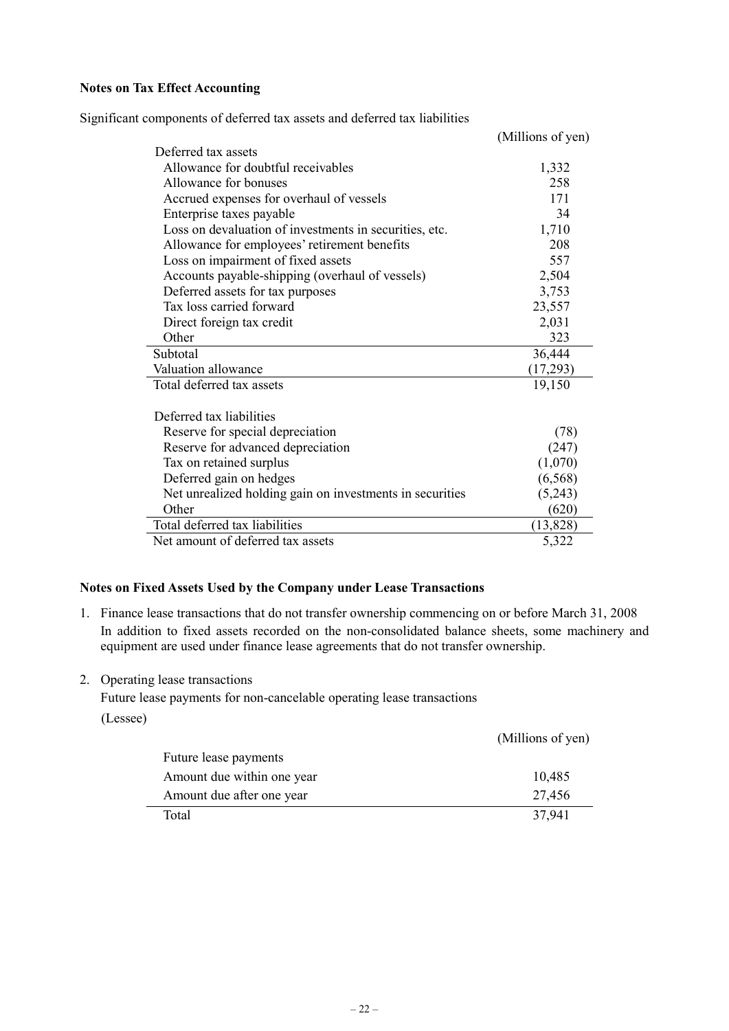**Notes on Tax Effect Accounting**

Significant components of deferred tax assets and deferred tax liabilities

| | (Millions of yen) |
|---|---|
| Deferred tax assets | |
| Allowance for doubtful receivables | 1,332 |
| Allowance for bonuses | 258 |
| Accrued expenses for overhaul of vessels | 171 |
| Enterprise taxes payable | 34 |
| Loss on devaluation of investments in securities, etc. | 1,710 |
| Allowance for employees' retirement benefits | 208 |
| Loss on impairment of fixed assets | 557 |
| Accounts payable-shipping (overhaul of vessels) | 2,504 |
| Deferred assets for tax purposes | 3,753 |
| Tax loss carried forward | 23,557 |
| Direct foreign tax credit | 2,031 |
| Other | 323 |
| Subtotal | 36,444 |
| Valuation allowance | (17,293) |
| Total deferred tax assets | 19,150 |
| | |
| Deferred tax liabilities | |
| Reserve for special depreciation | (78) |
| Reserve for advanced depreciation | (247) |
| Tax on retained surplus | (1,070) |
| Deferred gain on hedges | (6,568) |
| Net unrealized holding gain on investments in securities | (5,243) |
| Other | (620) |
| Total deferred tax liabilities | (13,828) |
| Net amount of deferred tax assets | 5,322 |

**Notes on Fixed Assets Used by the Company under Lease Transactions**

1. Finance lease transactions that do not transfer ownership commencing on or before March 31, 2008
   In addition to fixed assets recorded on the non-consolidated balance sheets, some machinery and equipment are used under finance lease agreements that do not transfer ownership.

2. Operating lease transactions
   Future lease payments for non-cancelable operating lease transactions
   (Lessee)

| | (Millions of yen) |
|---|---|
| Future lease payments | |
| Amount due within one year | 10,485 |
| Amount due after one year | 27,456 |
| Total | 37,941 |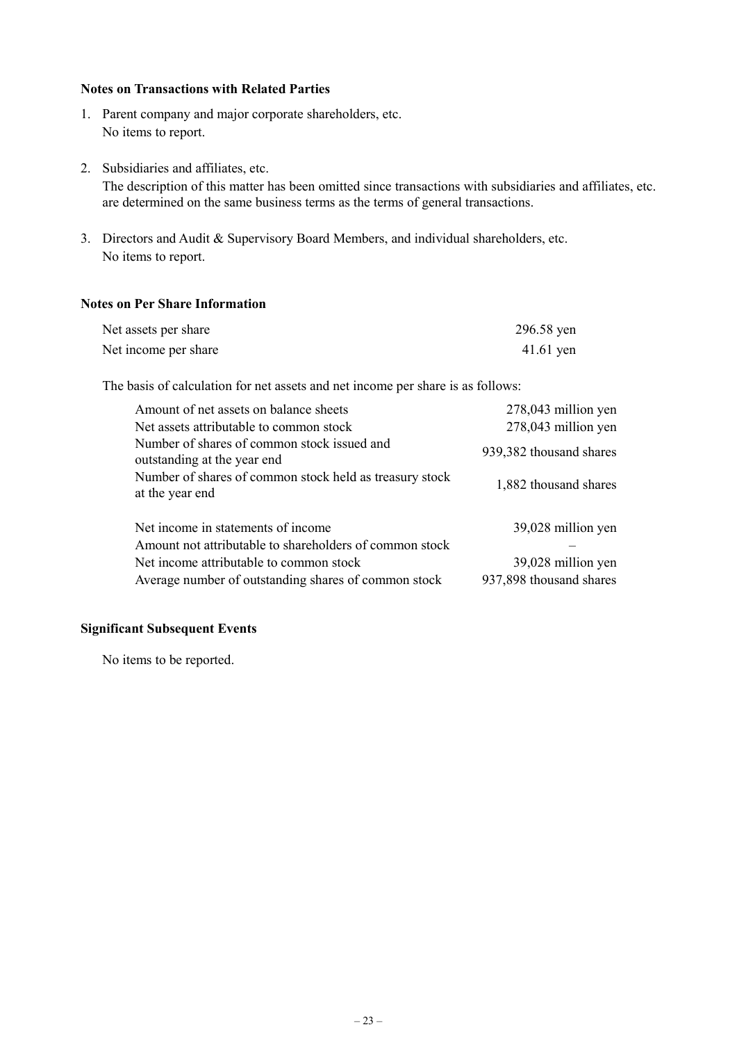**Notes on Transactions with Related Parties**

1. Parent company and major corporate shareholders, etc.
   No items to report.

2. Subsidiaries and affiliates, etc.
   The description of this matter has been omitted since transactions with subsidiaries and affiliates, etc. are determined on the same business terms as the terms of general transactions.

3. Directors and Audit & Supervisory Board Members, and individual shareholders, etc.
   No items to report.

**Notes on Per Share Information**

| | |
|---|---|
| Net assets per share | 296.58 yen |
| Net income per share | 41.61 yen |

The basis of calculation for net assets and net income per share is as follows:

| | |
|---|---|
| Amount of net assets on balance sheets | 278,043 million yen |
| Net assets attributable to common stock | 278,043 million yen |
| Number of shares of common stock issued and outstanding at the year end | 939,382 thousand shares |
| Number of shares of common stock held as treasury stock at the year end | 1,882 thousand shares |
| | |
| Net income in statements of income | 39,028 million yen |
| Amount not attributable to shareholders of common stock | – |
| Net income attributable to common stock | 39,028 million yen |
| Average number of outstanding shares of common stock | 937,898 thousand shares |

**Significant Subsequent Events**

No items to be reported.